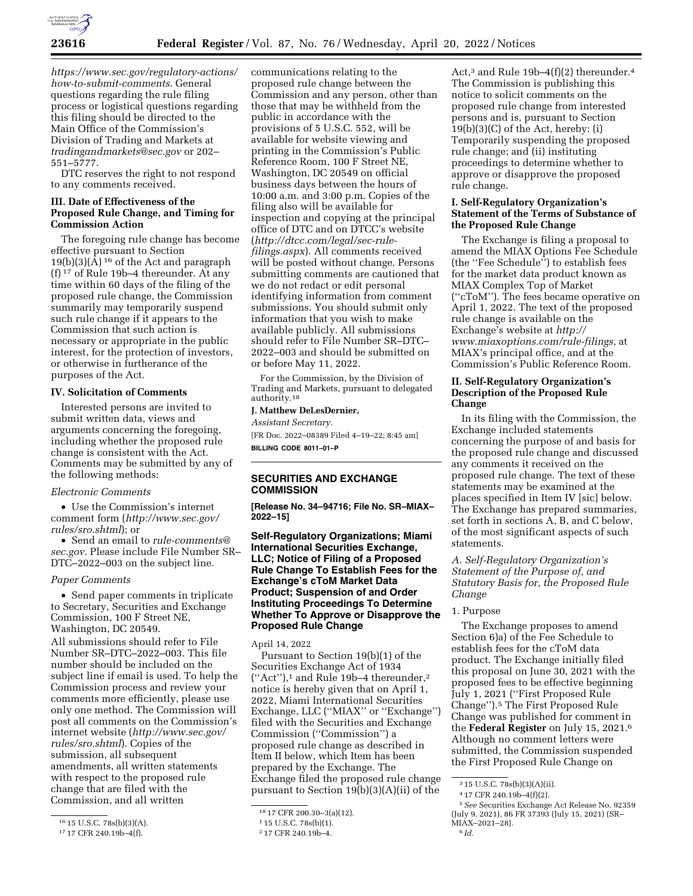*https://www.sec.gov/regulatory-actions/how-to-submit-comments.* General questions regarding the rule filing process or logistical questions regarding this filing should be directed to the Main Office of the Commission's Division of Trading and Markets at *tradingandmarkets@sec.gov* or 202–551–5777.

DTC reserves the right to not respond to any comments received.

### III. Date of Effectiveness of the Proposed Rule Change, and Timing for Commission Action

The foregoing rule change has become effective pursuant to Section 19(b)(3)(A) [16] of the Act and paragraph (f) [17] of Rule 19b–4 thereunder. At any time within 60 days of the filing of the proposed rule change, the Commission summarily may temporarily suspend such rule change if it appears to the Commission that such action is necessary or appropriate in the public interest, for the protection of investors, or otherwise in furtherance of the purposes of the Act.

### IV. Solicitation of Comments

Interested persons are invited to submit written data, views and arguments concerning the foregoing, including whether the proposed rule change is consistent with the Act. Comments may be submitted by any of the following methods:

*Electronic Comments*

- Use the Commission's internet comment form (*http://www.sec.gov/rules/sro.shtml*); or
- Send an email to *rule-comments@sec.gov.* Please include File Number SR–DTC–2022–003 on the subject line.

*Paper Comments*

- Send paper comments in triplicate to Secretary, Securities and Exchange Commission, 100 F Street NE, Washington, DC 20549.

All submissions should refer to File Number SR–DTC–2022–003. This file number should be included on the subject line if email is used. To help the Commission process and review your comments more efficiently, please use only one method. The Commission will post all comments on the Commission's internet website (*http://www.sec.gov/rules/sro.shtml*). Copies of the submission, all subsequent amendments, all written statements with respect to the proposed rule change that are filed with the Commission, and all written communications relating to the proposed rule change between the Commission and any person, other than those that may be withheld from the public in accordance with the provisions of 5 U.S.C. 552, will be available for website viewing and printing in the Commission's Public Reference Room, 100 F Street NE, Washington, DC 20549 on official business days between the hours of 10:00 a.m. and 3:00 p.m. Copies of the filing also will be available for inspection and copying at the principal office of DTC and on DTCC's website (*http://dtcc.com/legal/sec-rule-filings.aspx*). All comments received will be posted without change. Persons submitting comments are cautioned that we do not redact or edit personal identifying information from comment submissions. You should submit only information that you wish to make available publicly. All submissions should refer to File Number SR–DTC–2022–003 and should be submitted on or before May 11, 2022.

For the Commission, by the Division of Trading and Markets, pursuant to delegated authority.[18]

**J. Matthew DeLesDernier,**

*Assistant Secretary.*

[FR Doc. 2022–08389 Filed 4–19–22; 8:45 am]

**BILLING CODE 8011–01–P**

---

## SECURITIES AND EXCHANGE COMMISSION

**[Release No. 34–94716; File No. SR–MIAX–2022–15]**

## Self-Regulatory Organizations; Miami International Securities Exchange, LLC; Notice of Filing of a Proposed Rule Change To Establish Fees for the Exchange's cToM Market Data Product; Suspension of and Order Instituting Proceedings To Determine Whether To Approve or Disapprove the Proposed Rule Change

April 14, 2022

Pursuant to Section 19(b)(1) of the Securities Exchange Act of 1934 ("Act"),[1] and Rule 19b–4 thereunder,[2] notice is hereby given that on April 1, 2022, Miami International Securities Exchange, LLC ("MIAX" or "Exchange") filed with the Securities and Exchange Commission ("Commission") a proposed rule change as described in Item II below, which Item has been prepared by the Exchange. The Exchange filed the proposed rule change pursuant to Section 19(b)(3)(A)(ii) of the Act,[3] and Rule 19b–4(f)(2) thereunder.[4] The Commission is publishing this notice to solicit comments on the proposed rule change from interested persons and is, pursuant to Section 19(b)(3)(C) of the Act, hereby: (i) Temporarily suspending the proposed rule change; and (ii) instituting proceedings to determine whether to approve or disapprove the proposed rule change.

### I. Self-Regulatory Organization's Statement of the Terms of Substance of the Proposed Rule Change

The Exchange is filing a proposal to amend the MIAX Options Fee Schedule (the "Fee Schedule") to establish fees for the market data product known as MIAX Complex Top of Market ("cToM"). The fees became operative on April 1, 2022. The text of the proposed rule change is available on the Exchange's website at *http://www.miaxoptions.com/rule-filings,* at MIAX's principal office, and at the Commission's Public Reference Room.

### II. Self-Regulatory Organization's Description of the Proposed Rule Change

In its filing with the Commission, the Exchange included statements concerning the purpose of and basis for the proposed rule change and discussed any comments it received on the proposed rule change. The text of these statements may be examined at the places specified in Item IV [sic] below. The Exchange has prepared summaries, set forth in sections A, B, and C below, of the most significant aspects of such statements.

*A. Self-Regulatory Organization's Statement of the Purpose of, and Statutory Basis for, the Proposed Rule Change*

1. Purpose

The Exchange proposes to amend Section 6)a) of the Fee Schedule to establish fees for the cToM data product. The Exchange initially filed this proposal on June 30, 2021 with the proposed fees to be effective beginning July 1, 2021 ("First Proposed Rule Change").[5] The First Proposed Rule Change was published for comment in the **Federal Register** on July 15, 2021.[6] Although no comment letters were submitted, the Commission suspended the First Proposed Rule Change on

---

[16] 15 U.S.C. 78s(b)(3)(A).

[17] 17 CFR 240.19b–4(f).

[18] 17 CFR 200.30–3(a)(12).

[1] 15 U.S.C. 78s(b)(1).

[2] 17 CFR 240.19b–4.

[3] 15 U.S.C. 78s(b)(3)(A)(ii).

[4] 17 CFR 240.19b–4(f)(2).

[5] *See* Securities Exchange Act Release No. 92359 (July 9, 2021), 86 FR 37393 (July 15, 2021) (SR–MIAX–2021–28).

[6] *Id.*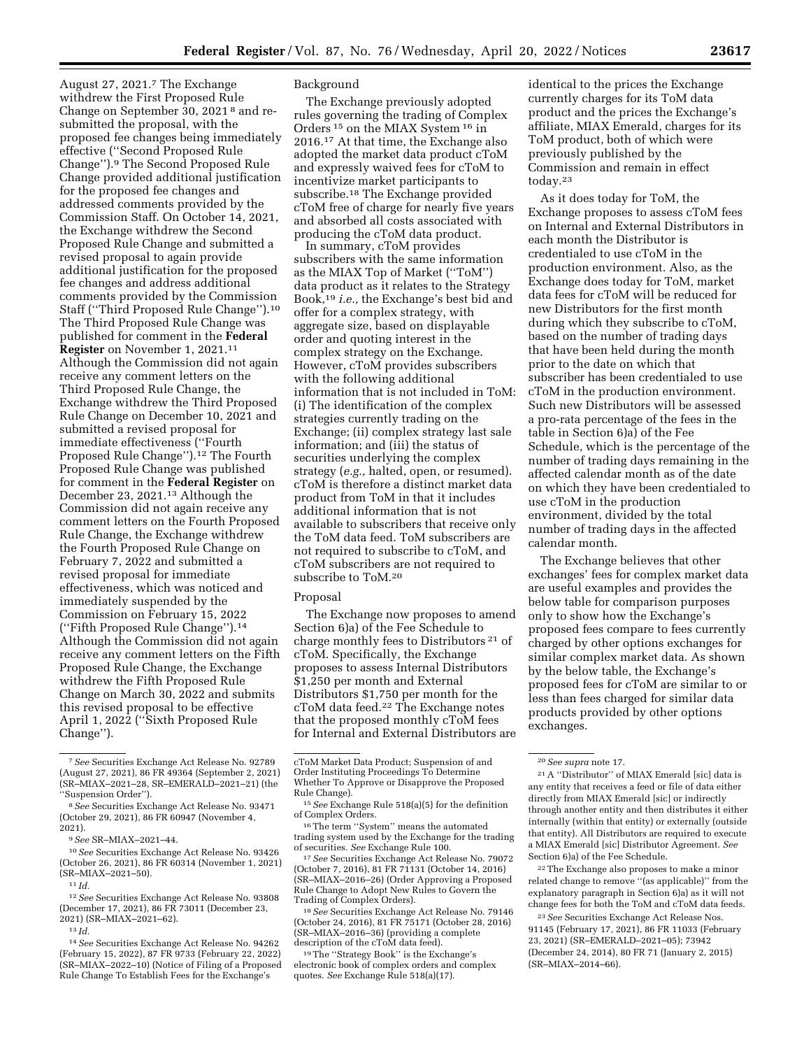August 27, 2021.[7] The Exchange withdrew the First Proposed Rule Change on September 30, 2021 [8] and re-submitted the proposal, with the proposed fee changes being immediately effective (''Second Proposed Rule Change'').[9] The Second Proposed Rule Change provided additional justification for the proposed fee changes and addressed comments provided by the Commission Staff. On October 14, 2021, the Exchange withdrew the Second Proposed Rule Change and submitted a revised proposal to again provide additional justification for the proposed fee changes and address additional comments provided by the Commission Staff (''Third Proposed Rule Change'').[10] The Third Proposed Rule Change was published for comment in the **Federal Register** on November 1, 2021.[11] Although the Commission did not again receive any comment letters on the Third Proposed Rule Change, the Exchange withdrew the Third Proposed Rule Change on December 10, 2021 and submitted a revised proposal for immediate effectiveness (''Fourth Proposed Rule Change'').[12] The Fourth Proposed Rule Change was published for comment in the **Federal Register** on December 23, 2021.[13] Although the Commission did not again receive any comment letters on the Fourth Proposed Rule Change, the Exchange withdrew the Fourth Proposed Rule Change on February 7, 2022 and submitted a revised proposal for immediate effectiveness, which was noticed and immediately suspended by the Commission on February 15, 2022 (''Fifth Proposed Rule Change'').[14] Although the Commission did not again receive any comment letters on the Fifth Proposed Rule Change, the Exchange withdrew the Fifth Proposed Rule Change on March 30, 2022 and submits this revised proposal to be effective April 1, 2022 (''Sixth Proposed Rule Change'').

Background

The Exchange previously adopted rules governing the trading of Complex Orders [15] on the MIAX System [16] in 2016.[17] At that time, the Exchange also adopted the market data product cToM and expressly waived fees for cToM to incentivize market participants to subscribe.[18] The Exchange provided cToM free of charge for nearly five years and absorbed all costs associated with producing the cToM data product.

In summary, cToM provides subscribers with the same information as the MIAX Top of Market (''ToM'') data product as it relates to the Strategy Book,[19] *i.e.,* the Exchange's best bid and offer for a complex strategy, with aggregate size, based on displayable order and quoting interest in the complex strategy on the Exchange. However, cToM provides subscribers with the following additional information that is not included in ToM: (i) The identification of the complex strategies currently trading on the Exchange; (ii) complex strategy last sale information; and (iii) the status of securities underlying the complex strategy (*e.g.,* halted, open, or resumed). cToM is therefore a distinct market data product from ToM in that it includes additional information that is not available to subscribers that receive only the ToM data feed. ToM subscribers are not required to subscribe to cToM, and cToM subscribers are not required to subscribe to ToM.[20]

Proposal

The Exchange now proposes to amend Section 6)a) of the Fee Schedule to charge monthly fees to Distributors [21] of cToM. Specifically, the Exchange proposes to assess Internal Distributors $1,250 per month and External Distributors $1,750 per month for the cToM data feed.[22] The Exchange notes that the proposed monthly cToM fees for Internal and External Distributors are identical to the prices the Exchange currently charges for its ToM data product and the prices the Exchange's affiliate, MIAX Emerald, charges for its ToM product, both of which were previously published by the Commission and remain in effect today.[23]

As it does today for ToM, the Exchange proposes to assess cToM fees on Internal and External Distributors in each month the Distributor is credentialed to use cToM in the production environment. Also, as the Exchange does today for ToM, market data fees for cToM will be reduced for new Distributors for the first month during which they subscribe to cToM, based on the number of trading days that have been held during the month prior to the date on which that subscriber has been credentialed to use cToM in the production environment. Such new Distributors will be assessed a pro-rata percentage of the fees in the table in Section 6)a) of the Fee Schedule, which is the percentage of the number of trading days remaining in the affected calendar month as of the date on which they have been credentialed to use cToM in the production environment, divided by the total number of trading days in the affected calendar month.

The Exchange believes that other exchanges' fees for complex market data are useful examples and provides the below table for comparison purposes only to show how the Exchange's proposed fees compare to fees currently charged by other options exchanges for similar complex market data. As shown by the below table, the Exchange's proposed fees for cToM are similar to or less than fees charged for similar data products provided by other options exchanges.

---

[7] *See* Securities Exchange Act Release No. 92789 (August 27, 2021), 86 FR 49364 (September 2, 2021) (SR–MIAX–2021–28, SR–EMERALD–2021–21) (the ''Suspension Order'').

[8] *See* Securities Exchange Act Release No. 93471 (October 29, 2021), 86 FR 60947 (November 4, 2021).

[9] *See* SR–MIAX–2021–44.

[10] *See* Securities Exchange Act Release No. 93426 (October 26, 2021), 86 FR 60314 (November 1, 2021) (SR–MIAX–2021–50).

[11] *Id.*

[12] *See* Securities Exchange Act Release No. 93808 (December 17, 2021), 86 FR 73011 (December 23, 2021) (SR–MIAX–2021–62).

[13] *Id.*

[14] *See* Securities Exchange Act Release No. 94262 (February 15, 2022), 87 FR 9733 (February 22, 2022) (SR–MIAX–2022–10) (Notice of Filing of a Proposed Rule Change To Establish Fees for the Exchange's cToM Market Data Product; Suspension of and Order Instituting Proceedings To Determine Whether To Approve or Disapprove the Proposed Rule Change).

[15] *See* Exchange Rule 518(a)(5) for the definition of Complex Orders.

[16] The term ''System'' means the automated trading system used by the Exchange for the trading of securities. *See* Exchange Rule 100.

[17] *See* Securities Exchange Act Release No. 79072 (October 7, 2016), 81 FR 71131 (October 14, 2016) (SR–MIAX–2016–26) (Order Approving a Proposed Rule Change to Adopt New Rules to Govern the Trading of Complex Orders).

[18] *See* Securities Exchange Act Release No. 79146 (October 24, 2016), 81 FR 75171 (October 28, 2016) (SR–MIAX–2016–36) (providing a complete description of the cToM data feed).

[19] The ''Strategy Book'' is the Exchange's electronic book of complex orders and complex quotes. *See* Exchange Rule 518(a)(17).

[20] *See supra* note 17.

[21] A ''Distributor'' of MIAX Emerald [sic] data is any entity that receives a feed or file of data either directly from MIAX Emerald [sic] or indirectly through another entity and then distributes it either internally (within that entity) or externally (outside that entity). All Distributors are required to execute a MIAX Emerald [sic] Distributor Agreement. *See* Section 6)a) of the Fee Schedule.

[22] The Exchange also proposes to make a minor related change to remove ''(as applicable)'' from the explanatory paragraph in Section 6)a) as it will not change fees for both the ToM and cToM data feeds.

[23] *See* Securities Exchange Act Release Nos. 91145 (February 17, 2021), 86 FR 11033 (February 23, 2021) (SR–EMERALD–2021–05); 73942 (December 24, 2014), 80 FR 71 (January 2, 2015) (SR–MIAX–2014–66).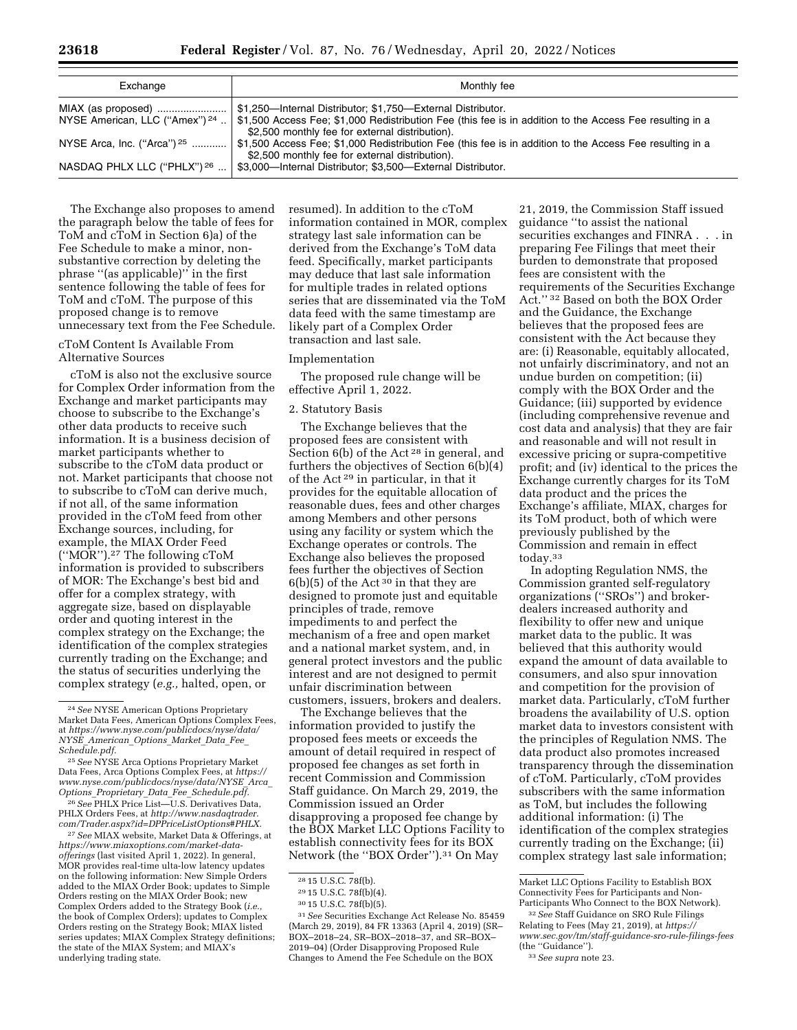| Exchange | Monthly fee |
| --- | --- |
| MIAX (as proposed) | $1,250—Internal Distributor; $1,750—External Distributor. |
| NYSE American, LLC (“Amex”) [24] | $1,500 Access Fee; $1,000 Redistribution Fee (this fee is in addition to the Access Fee resulting in a $2,500 monthly fee for external distribution). |
| NYSE Arca, Inc. (“Arca”) [25] | $1,500 Access Fee; $1,000 Redistribution Fee (this fee is in addition to the Access Fee resulting in a $2,500 monthly fee for external distribution). |
| NASDAQ PHLX LLC (“PHLX”) [26] | $3,000—Internal Distributor; $3,500—External Distributor. |

The Exchange also proposes to amend the paragraph below the table of fees for ToM and cToM in Section 6)a) of the Fee Schedule to make a minor, non-substantive correction by deleting the phrase “(as applicable)” in the first sentence following the table of fees for ToM and cToM. The purpose of this proposed change is to remove unnecessary text from the Fee Schedule.

cToM Content Is Available From Alternative Sources

cToM is also not the exclusive source for Complex Order information from the Exchange and market participants may choose to subscribe to the Exchange's other data products to receive such information. It is a business decision of market participants whether to subscribe to the cToM data product or not. Market participants that choose not to subscribe to cToM can derive much, if not all, of the same information provided in the cToM feed from other Exchange sources, including, for example, the MIAX Order Feed (“MOR”).[27] The following cToM information is provided to subscribers of MOR: The Exchange's best bid and offer for a complex strategy, with aggregate size, based on displayable order and quoting interest in the complex strategy on the Exchange; the identification of the complex strategies currently trading on the Exchange; and the status of securities underlying the complex strategy (*e.g.,* halted, open, or resumed). In addition to the cToM information contained in MOR, complex strategy last sale information can be derived from the Exchange's ToM data feed. Specifically, market participants may deduce that last sale information for multiple trades in related options series that are disseminated via the ToM data feed with the same timestamp are likely part of a Complex Order transaction and last sale.

Implementation

The proposed rule change will be effective April 1, 2022.

2. Statutory Basis

The Exchange believes that the proposed fees are consistent with Section 6(b) of the Act [28] in general, and furthers the objectives of Section 6(b)(4) of the Act [29] in particular, in that it provides for the equitable allocation of reasonable dues, fees and other charges among Members and other persons using any facility or system which the Exchange operates or controls. The Exchange also believes the proposed fees further the objectives of Section 6(b)(5) of the Act [30] in that they are designed to promote just and equitable principles of trade, remove impediments to and perfect the mechanism of a free and open market and a national market system, and, in general protect investors and the public interest and are not designed to permit unfair discrimination between customers, issuers, brokers and dealers.

The Exchange believes that the information provided to justify the proposed fees meets or exceeds the amount of detail required in respect of proposed fee changes as set forth in recent Commission and Commission Staff guidance. On March 29, 2019, the Commission issued an Order disapproving a proposed fee change by the BOX Market LLC Options Facility to establish connectivity fees for its BOX Network (the “BOX Order”).[31] On May 21, 2019, the Commission Staff issued guidance “to assist the national securities exchanges and FINRA . . . in preparing Fee Filings that meet their burden to demonstrate that proposed fees are consistent with the requirements of the Securities Exchange Act.” [32] Based on both the BOX Order and the Guidance, the Exchange believes that the proposed fees are consistent with the Act because they are: (i) Reasonable, equitably allocated, not unfairly discriminatory, and not an undue burden on competition; (ii) comply with the BOX Order and the Guidance; (iii) supported by evidence (including comprehensive revenue and cost data and analysis) that they are fair and reasonable and will not result in excessive pricing or supra-competitive profit; and (iv) identical to the prices the Exchange currently charges for its ToM data product and the prices the Exchange's affiliate, MIAX, charges for its ToM product, both of which were previously published by the Commission and remain in effect today.[33]

In adopting Regulation NMS, the Commission granted self-regulatory organizations (“SROs”) and broker-dealers increased authority and flexibility to offer new and unique market data to the public. It was believed that this authority would expand the amount of data available to consumers, and also spur innovation and competition for the provision of market data. Particularly, cToM further broadens the availability of U.S. option market data to investors consistent with the principles of Regulation NMS. The data product also promotes increased transparency through the dissemination of cToM. Particularly, cToM provides subscribers with the same information as ToM, but includes the following additional information: (i) The identification of the complex strategies currently trading on the Exchange; (ii) complex strategy last sale information;

---

[24] *See* NYSE American Options Proprietary Market Data Fees, American Options Complex Fees, at *https://www.nyse.com/publicdocs/nyse/data/NYSE_American_Options_Market_Data_Fee_Schedule.pdf.*

[25] *See* NYSE Arca Options Proprietary Market Data Fees, Arca Options Complex Fees, at *https://www.nyse.com/publicdocs/nyse/data/NYSE_Arca_Options_Proprietary_Data_Fee_Schedule.pdf.*

[26] *See* PHLX Price List—U.S. Derivatives Data, PHLX Orders Fees, at *http://www.nasdaqtrader.com/Trader.aspx?id=DPPriceListOptions#PHLX.*

[27] *See* MIAX website, Market Data & Offerings, at *https://www.miaxoptions.com/market-data-offerings* (last visited April 1, 2022). In general, MOR provides real-time ulta-low latency updates on the following information: New Simple Orders added to the MIAX Order Book; updates to Simple Orders resting on the MIAX Order Book; new Complex Orders added to the Strategy Book (*i.e.,* the book of Complex Orders); updates to Complex Orders resting on the Strategy Book; MIAX listed series updates; MIAX Complex Strategy definitions; the state of the MIAX System; and MIAX's underlying trading state.

[28] 15 U.S.C. 78f(b).

[29] 15 U.S.C. 78f(b)(4).

[30] 15 U.S.C. 78f(b)(5).

[31] *See* Securities Exchange Act Release No. 85459 (March 29, 2019), 84 FR 13363 (April 4, 2019) (SR–BOX–2018–24, SR–BOX–2018–37, and SR–BOX–2019–04) (Order Disapproving Proposed Rule Changes to Amend the Fee Schedule on the BOX Market LLC Options Facility to Establish BOX Connectivity Fees for Participants and Non-Participants Who Connect to the BOX Network).

[32] *See* Staff Guidance on SRO Rule Filings Relating to Fees (May 21, 2019), at *https://www.sec.gov/tm/staff-guidance-sro-rule-filings-fees* (the “Guidance”).

[33] *See supra* note 23.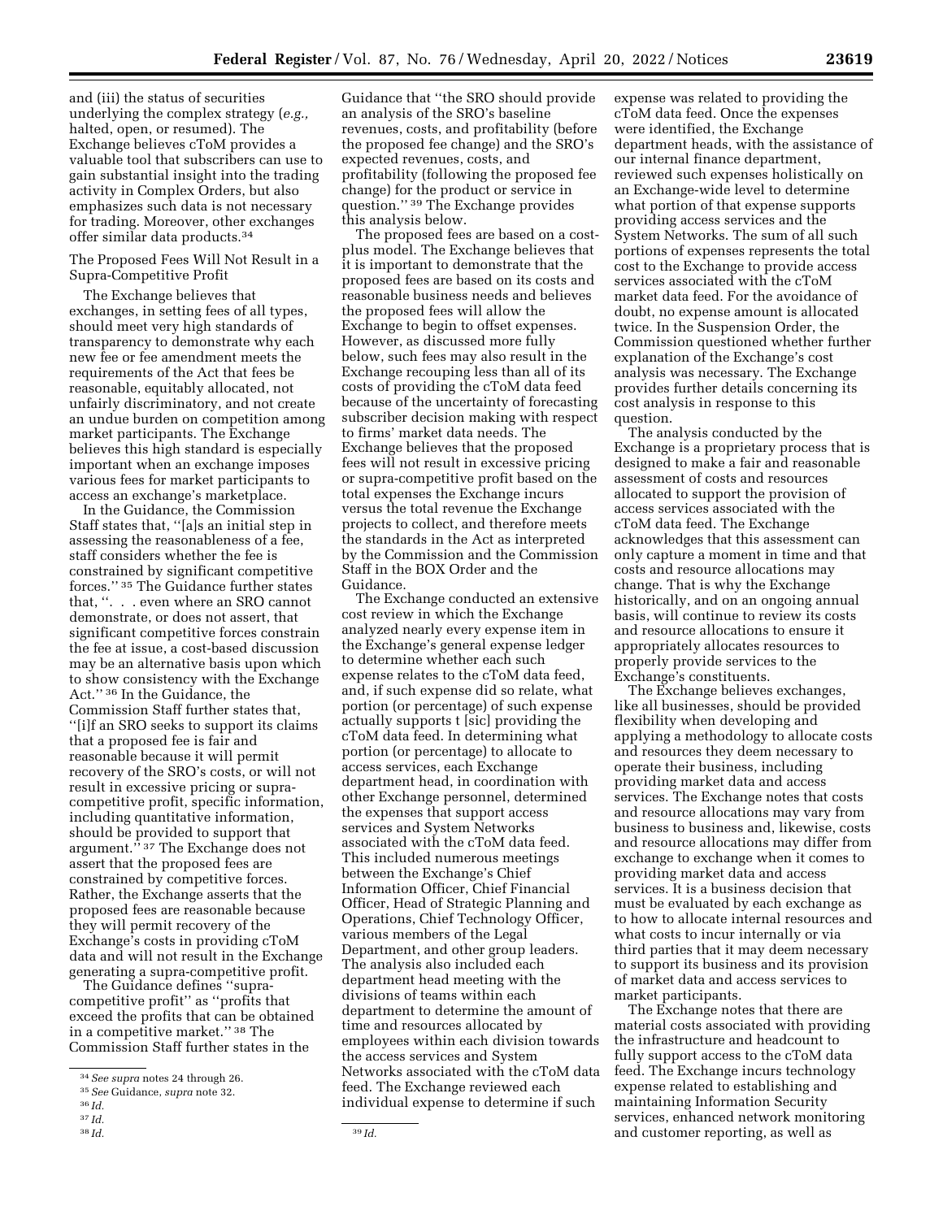and (iii) the status of securities underlying the complex strategy (*e.g.,* halted, open, or resumed). The Exchange believes cToM provides a valuable tool that subscribers can use to gain substantial insight into the trading activity in Complex Orders, but also emphasizes such data is not necessary for trading. Moreover, other exchanges offer similar data products.[34]

The Proposed Fees Will Not Result in a Supra-Competitive Profit

The Exchange believes that exchanges, in setting fees of all types, should meet very high standards of transparency to demonstrate why each new fee or fee amendment meets the requirements of the Act that fees be reasonable, equitably allocated, not unfairly discriminatory, and not create an undue burden on competition among market participants. The Exchange believes this high standard is especially important when an exchange imposes various fees for market participants to access an exchange's marketplace.

In the Guidance, the Commission Staff states that, "[a]s an initial step in assessing the reasonableness of a fee, staff considers whether the fee is constrained by significant competitive forces." [35] The Guidance further states that, ". . . even where an SRO cannot demonstrate, or does not assert, that significant competitive forces constrain the fee at issue, a cost-based discussion may be an alternative basis upon which to show consistency with the Exchange Act." [36] In the Guidance, the Commission Staff further states that, "[i]f an SRO seeks to support its claims that a proposed fee is fair and reasonable because it will permit recovery of the SRO's costs, or will not result in excessive pricing or supra-competitive profit, specific information, including quantitative information, should be provided to support that argument." [37] The Exchange does not assert that the proposed fees are constrained by competitive forces. Rather, the Exchange asserts that the proposed fees are reasonable because they will permit recovery of the Exchange's costs in providing cToM data and will not result in the Exchange generating a supra-competitive profit.

The Guidance defines "supra-competitive profit" as "profits that exceed the profits that can be obtained in a competitive market." [38] The Commission Staff further states in the Guidance that "the SRO should provide an analysis of the SRO's baseline revenues, costs, and profitability (before the proposed fee change) and the SRO's expected revenues, costs, and profitability (following the proposed fee change) for the product or service in question." [39] The Exchange provides this analysis below.

The proposed fees are based on a cost-plus model. The Exchange believes that it is important to demonstrate that the proposed fees are based on its costs and reasonable business needs and believes the proposed fees will allow the Exchange to begin to offset expenses. However, as discussed more fully below, such fees may also result in the Exchange recouping less than all of its costs of providing the cToM data feed because of the uncertainty of forecasting subscriber decision making with respect to firms' market data needs. The Exchange believes that the proposed fees will not result in excessive pricing or supra-competitive profit based on the total expenses the Exchange incurs versus the total revenue the Exchange projects to collect, and therefore meets the standards in the Act as interpreted by the Commission and the Commission Staff in the BOX Order and the Guidance.

The Exchange conducted an extensive cost review in which the Exchange analyzed nearly every expense item in the Exchange's general expense ledger to determine whether each such expense relates to the cToM data feed, and, if such expense did so relate, what portion (or percentage) of such expense actually supports t [sic] providing the cToM data feed. In determining what portion (or percentage) to allocate to access services, each Exchange department head, in coordination with other Exchange personnel, determined the expenses that support access services and System Networks associated with the cToM data feed. This included numerous meetings between the Exchange's Chief Information Officer, Chief Financial Officer, Head of Strategic Planning and Operations, Chief Technology Officer, various members of the Legal Department, and other group leaders. The analysis also included each department head meeting with the divisions of teams within each department to determine the amount of time and resources allocated by employees within each division towards the access services and System Networks associated with the cToM data feed. The Exchange reviewed each individual expense to determine if such expense was related to providing the cToM data feed. Once the expenses were identified, the Exchange department heads, with the assistance of our internal finance department, reviewed such expenses holistically on an Exchange-wide level to determine what portion of that expense supports providing access services and the System Networks. The sum of all such portions of expenses represents the total cost to the Exchange to provide access services associated with the cToM market data feed. For the avoidance of doubt, no expense amount is allocated twice. In the Suspension Order, the Commission questioned whether further explanation of the Exchange's cost analysis was necessary. The Exchange provides further details concerning its cost analysis in response to this question.

The analysis conducted by the Exchange is a proprietary process that is designed to make a fair and reasonable assessment of costs and resources allocated to support the provision of access services associated with the cToM data feed. The Exchange acknowledges that this assessment can only capture a moment in time and that costs and resource allocations may change. That is why the Exchange historically, and on an ongoing annual basis, will continue to review its costs and resource allocations to ensure it appropriately allocates resources to properly provide services to the Exchange's constituents.

The Exchange believes exchanges, like all businesses, should be provided flexibility when developing and applying a methodology to allocate costs and resources they deem necessary to operate their business, including providing market data and access services. The Exchange notes that costs and resource allocations may vary from business to business and, likewise, costs and resource allocations may differ from exchange to exchange when it comes to providing market data and access services. It is a business decision that must be evaluated by each exchange as to how to allocate internal resources and what costs to incur internally or via third parties that it may deem necessary to support its business and its provision of market data and access services to market participants.

The Exchange notes that there are material costs associated with providing the infrastructure and headcount to fully support access to the cToM data feed. The Exchange incurs technology expense related to establishing and maintaining Information Security services, enhanced network monitoring and customer reporting, as well as

---

[34] *See supra* notes 24 through 26.

[35] *See* Guidance, *supra* note 32.

[36] *Id.*

[37] *Id.*

[38] *Id.*

[39] *Id.*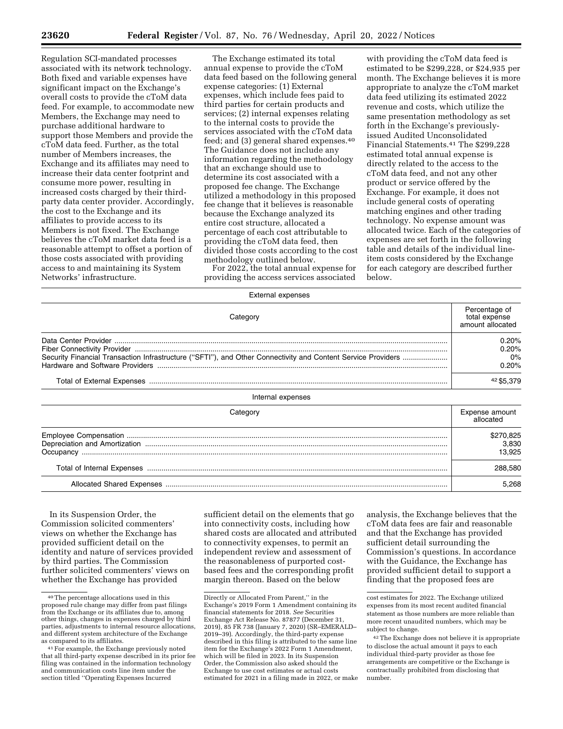Regulation SCI-mandated processes associated with its network technology. Both fixed and variable expenses have significant impact on the Exchange's overall costs to provide the cToM data feed. For example, to accommodate new Members, the Exchange may need to purchase additional hardware to support those Members and provide the cToM data feed. Further, as the total number of Members increases, the Exchange and its affiliates may need to increase their data center footprint and consume more power, resulting in increased costs charged by their third-party data center provider. Accordingly, the cost to the Exchange and its affiliates to provide access to its Members is not fixed. The Exchange believes the cToM market data feed is a reasonable attempt to offset a portion of those costs associated with providing access to and maintaining its System Networks' infrastructure.

The Exchange estimated its total annual expense to provide the cToM data feed based on the following general expense categories: (1) External expenses, which include fees paid to third parties for certain products and services; (2) internal expenses relating to the internal costs to provide the services associated with the cToM data feed; and (3) general shared expenses.[40] The Guidance does not include any information regarding the methodology that an exchange should use to determine its cost associated with a proposed fee change. The Exchange utilized a methodology in this proposed fee change that it believes is reasonable because the Exchange analyzed its entire cost structure, allocated a percentage of each cost attributable to providing the cToM data feed, then divided those costs according to the cost methodology outlined below.

For 2022, the total annual expense for providing the access services associated with providing the cToM data feed is estimated to be $299,228, or $24,935 per month. The Exchange believes it is more appropriate to analyze the cToM market data feed utilizing its estimated 2022 revenue and costs, which utilize the same presentation methodology as set forth in the Exchange's previously-issued Audited Unconsolidated Financial Statements.[41] The $299,228 estimated total annual expense is directly related to the access to the cToM data feed, and not any other product or service offered by the Exchange. For example, it does not include general costs of operating matching engines and other trading technology. No expense amount was allocated twice. Each of the categories of expenses are set forth in the following table and details of the individual line-item costs considered by the Exchange for each category are described further below.

External expenses

| Category | Percentage of total expense amount allocated |
|---|---|
| Data Center Provider | 0.20% |
| Fiber Connectivity Provider | 0.20% |
| Security Financial Transaction Infrastructure ("SFTI"), and Other Connectivity and Content Service Providers | 0% |
| Hardware and Software Providers | 0.20% |
| Total of External Expenses | [42] $5,379 |

Internal expenses

| Category | Expense amount allocated |
|---|---|
| Employee Compensation | $270,825 |
| Depreciation and Amortization | 3,830 |
| Occupancy | 13,925 |
| Total of Internal Expenses | 288,580 |
| Allocated Shared Expenses | 5,268 |

In its Suspension Order, the Commission solicited commenters' views on whether the Exchange has provided sufficient detail on the identity and nature of services provided by third parties. The Commission further solicited commenters' views on whether the Exchange has provided sufficient detail on the elements that go into connectivity costs, including how shared costs are allocated and attributed to connectivity expenses, to permit an independent review and assessment of the reasonableness of purported cost-based fees and the corresponding profit margin thereon. Based on the below analysis, the Exchange believes that the cToM data fees are fair and reasonable and that the Exchange has provided sufficient detail surrounding the Commission's questions. In accordance with the Guidance, the Exchange has provided sufficient detail to support a finding that the proposed fees are

---

[40] The percentage allocations used in this proposed rule change may differ from past filings from the Exchange or its affiliates due to, among other things, changes in expenses charged by third parties, adjustments to internal resource allocations, and different system architecture of the Exchange as compared to its affiliates.

[41] For example, the Exchange previously noted that all third-party expense described in its prior fee filing was contained in the information technology and communication costs line item under the section titled "Operating Expenses Incurred Directly or Allocated From Parent," in the Exchange's 2019 Form 1 Amendment containing its financial statements for 2018. *See* Securities Exchange Act Release No. 87877 (December 31, 2019), 85 FR 738 (January 7, 2020) (SR–EMERALD–2019–39). Accordingly, the third-party expense described in this filing is attributed to the same line item for the Exchange's 2022 Form 1 Amendment, which will be filed in 2023. In its Suspension Order, the Commission also asked should the Exchange to use cost estimates or actual costs estimated for 2021 in a filing made in 2022, or make cost estimates for 2022. The Exchange utilized expenses from its most recent audited financial statement as those numbers are more reliable than more recent unaudited numbers, which may be subject to change.

[42] The Exchange does not believe it is appropriate to disclose the actual amount it pays to each individual third-party provider as those fee arrangements are competitive or the Exchange is contractually prohibited from disclosing that number.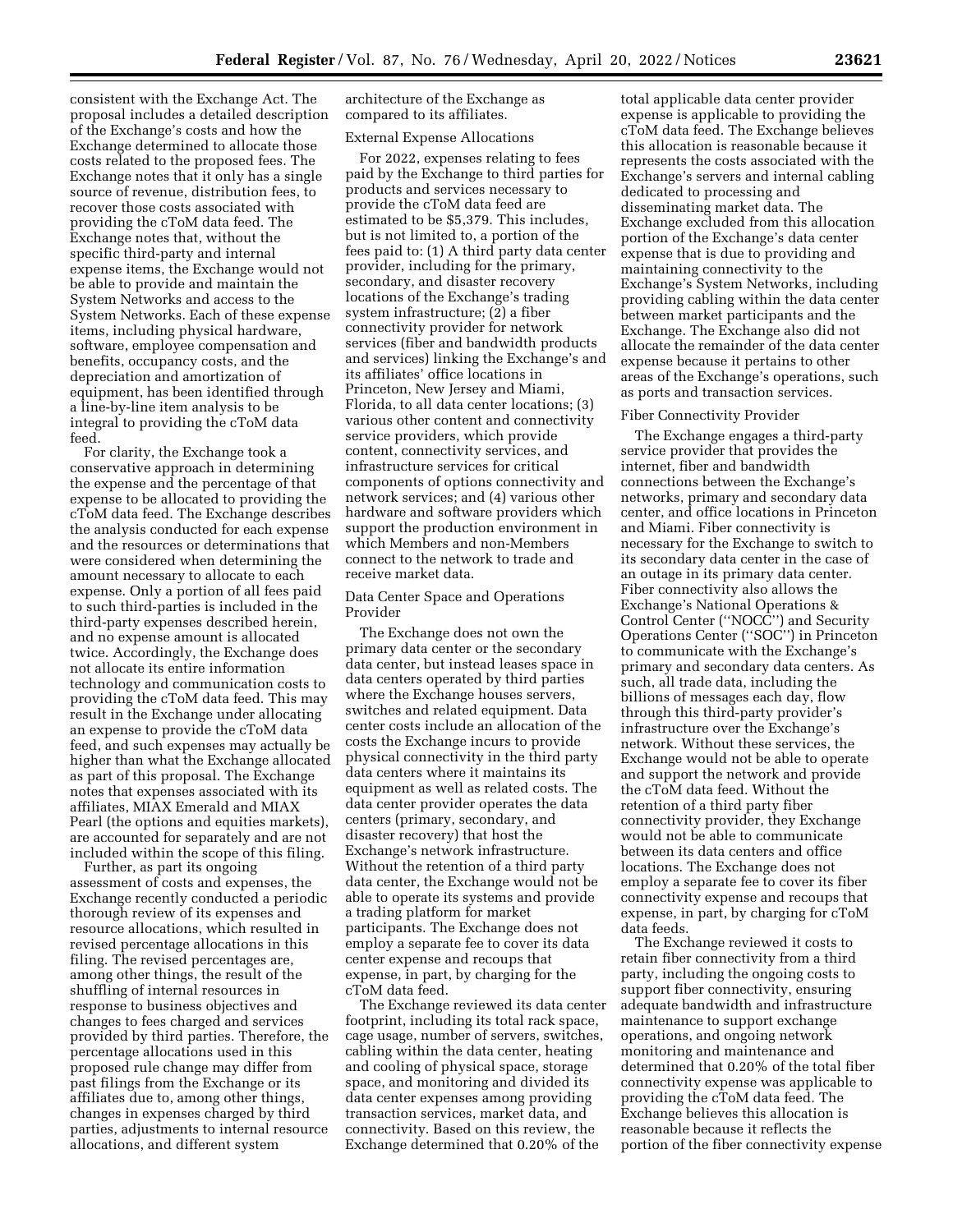consistent with the Exchange Act. The proposal includes a detailed description of the Exchange's costs and how the Exchange determined to allocate those costs related to the proposed fees. The Exchange notes that it only has a single source of revenue, distribution fees, to recover those costs associated with providing the cToM data feed. The Exchange notes that, without the specific third-party and internal expense items, the Exchange would not be able to provide and maintain the System Networks and access to the System Networks. Each of these expense items, including physical hardware, software, employee compensation and benefits, occupancy costs, and the depreciation and amortization of equipment, has been identified through a line-by-line item analysis to be integral to providing the cToM data feed.

For clarity, the Exchange took a conservative approach in determining the expense and the percentage of that expense to be allocated to providing the cToM data feed. The Exchange describes the analysis conducted for each expense and the resources or determinations that were considered when determining the amount necessary to allocate to each expense. Only a portion of all fees paid to such third-parties is included in the third-party expenses described herein, and no expense amount is allocated twice. Accordingly, the Exchange does not allocate its entire information technology and communication costs to providing the cToM data feed. This may result in the Exchange under allocating an expense to provide the cToM data feed, and such expenses may actually be higher than what the Exchange allocated as part of this proposal. The Exchange notes that expenses associated with its affiliates, MIAX Emerald and MIAX Pearl (the options and equities markets), are accounted for separately and are not included within the scope of this filing.

Further, as part its ongoing assessment of costs and expenses, the Exchange recently conducted a periodic thorough review of its expenses and resource allocations, which resulted in revised percentage allocations in this filing. The revised percentages are, among other things, the result of the shuffling of internal resources in response to business objectives and changes to fees charged and services provided by third parties. Therefore, the percentage allocations used in this proposed rule change may differ from past filings from the Exchange or its affiliates due to, among other things, changes in expenses charged by third parties, adjustments to internal resource allocations, and different system architecture of the Exchange as compared to its affiliates.

External Expense Allocations

For 2022, expenses relating to fees paid by the Exchange to third parties for products and services necessary to provide the cToM data feed are estimated to be $5,379. This includes, but is not limited to, a portion of the fees paid to: (1) A third party data center provider, including for the primary, secondary, and disaster recovery locations of the Exchange's trading system infrastructure; (2) a fiber connectivity provider for network services (fiber and bandwidth products and services) linking the Exchange's and its affiliates' office locations in Princeton, New Jersey and Miami, Florida, to all data center locations; (3) various other content and connectivity service providers, which provide content, connectivity services, and infrastructure services for critical components of options connectivity and network services; and (4) various other hardware and software providers which support the production environment in which Members and non-Members connect to the network to trade and receive market data.

Data Center Space and Operations Provider

The Exchange does not own the primary data center or the secondary data center, but instead leases space in data centers operated by third parties where the Exchange houses servers, switches and related equipment. Data center costs include an allocation of the costs the Exchange incurs to provide physical connectivity in the third party data centers where it maintains its equipment as well as related costs. The data center provider operates the data centers (primary, secondary, and disaster recovery) that host the Exchange's network infrastructure. Without the retention of a third party data center, the Exchange would not be able to operate its systems and provide a trading platform for market participants. The Exchange does not employ a separate fee to cover its data center expense and recoups that expense, in part, by charging for the cToM data feed.

The Exchange reviewed its data center footprint, including its total rack space, cage usage, number of servers, switches, cabling within the data center, heating and cooling of physical space, storage space, and monitoring and divided its data center expenses among providing transaction services, market data, and connectivity. Based on this review, the Exchange determined that 0.20% of the total applicable data center provider expense is applicable to providing the cToM data feed. The Exchange believes this allocation is reasonable because it represents the costs associated with the Exchange's servers and internal cabling dedicated to processing and disseminating market data. The Exchange excluded from this allocation portion of the Exchange's data center expense that is due to providing and maintaining connectivity to the Exchange's System Networks, including providing cabling within the data center between market participants and the Exchange. The Exchange also did not allocate the remainder of the data center expense because it pertains to other areas of the Exchange's operations, such as ports and transaction services.

Fiber Connectivity Provider

The Exchange engages a third-party service provider that provides the internet, fiber and bandwidth connections between the Exchange's networks, primary and secondary data center, and office locations in Princeton and Miami. Fiber connectivity is necessary for the Exchange to switch to its secondary data center in the case of an outage in its primary data center. Fiber connectivity also allows the Exchange's National Operations & Control Center (''NOCC'') and Security Operations Center (''SOC'') in Princeton to communicate with the Exchange's primary and secondary data centers. As such, all trade data, including the billions of messages each day, flow through this third-party provider's infrastructure over the Exchange's network. Without these services, the Exchange would not be able to operate and support the network and provide the cToM data feed. Without the retention of a third party fiber connectivity provider, they Exchange would not be able to communicate between its data centers and office locations. The Exchange does not employ a separate fee to cover its fiber connectivity expense and recoups that expense, in part, by charging for cToM data feeds.

The Exchange reviewed it costs to retain fiber connectivity from a third party, including the ongoing costs to support fiber connectivity, ensuring adequate bandwidth and infrastructure maintenance to support exchange operations, and ongoing network monitoring and maintenance and determined that 0.20% of the total fiber connectivity expense was applicable to providing the cToM data feed. The Exchange believes this allocation is reasonable because it reflects the portion of the fiber connectivity expense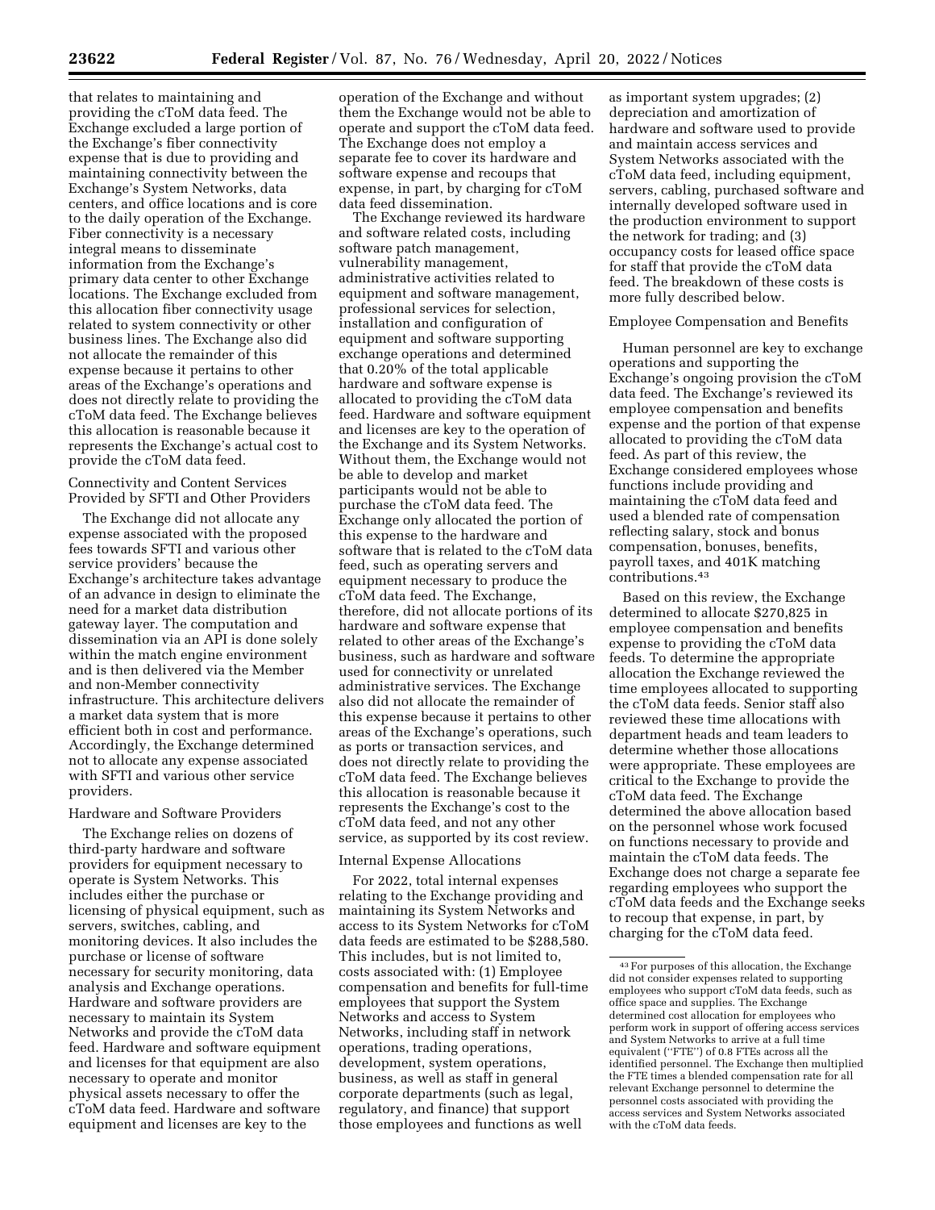that relates to maintaining and providing the cToM data feed. The Exchange excluded a large portion of the Exchange's fiber connectivity expense that is due to providing and maintaining connectivity between the Exchange's System Networks, data centers, and office locations and is core to the daily operation of the Exchange. Fiber connectivity is a necessary integral means to disseminate information from the Exchange's primary data center to other Exchange locations. The Exchange excluded from this allocation fiber connectivity usage related to system connectivity or other business lines. The Exchange also did not allocate the remainder of this expense because it pertains to other areas of the Exchange's operations and does not directly relate to providing the cToM data feed. The Exchange believes this allocation is reasonable because it represents the Exchange's actual cost to provide the cToM data feed.

### Connectivity and Content Services Provided by SFTI and Other Providers

The Exchange did not allocate any expense associated with the proposed fees towards SFTI and various other service providers' because the Exchange's architecture takes advantage of an advance in design to eliminate the need for a market data distribution gateway layer. The computation and dissemination via an API is done solely within the match engine environment and is then delivered via the Member and non-Member connectivity infrastructure. This architecture delivers a market data system that is more efficient both in cost and performance. Accordingly, the Exchange determined not to allocate any expense associated with SFTI and various other service providers.

### Hardware and Software Providers

The Exchange relies on dozens of third-party hardware and software providers for equipment necessary to operate is System Networks. This includes either the purchase or licensing of physical equipment, such as servers, switches, cabling, and monitoring devices. It also includes the purchase or license of software necessary for security monitoring, data analysis and Exchange operations. Hardware and software providers are necessary to maintain its System Networks and provide the cToM data feed. Hardware and software equipment and licenses for that equipment are also necessary to operate and monitor physical assets necessary to offer the cToM data feed. Hardware and software equipment and licenses are key to the operation of the Exchange and without them the Exchange would not be able to operate and support the cToM data feed. The Exchange does not employ a separate fee to cover its hardware and software expense and recoups that expense, in part, by charging for cToM data feed dissemination.

The Exchange reviewed its hardware and software related costs, including software patch management, vulnerability management, administrative activities related to equipment and software management, professional services for selection, installation and configuration of equipment and software supporting exchange operations and determined that 0.20% of the total applicable hardware and software expense is allocated to providing the cToM data feed. Hardware and software equipment and licenses are key to the operation of the Exchange and its System Networks. Without them, the Exchange would not be able to develop and market participants would not be able to purchase the cToM data feed. The Exchange only allocated the portion of this expense to the hardware and software that is related to the cToM data feed, such as operating servers and equipment necessary to produce the cToM data feed. The Exchange, therefore, did not allocate portions of its hardware and software expense that related to other areas of the Exchange's business, such as hardware and software used for connectivity or unrelated administrative services. The Exchange also did not allocate the remainder of this expense because it pertains to other areas of the Exchange's operations, such as ports or transaction services, and does not directly relate to providing the cToM data feed. The Exchange believes this allocation is reasonable because it represents the Exchange's cost to the cToM data feed, and not any other service, as supported by its cost review.

### Internal Expense Allocations

For 2022, total internal expenses relating to the Exchange providing and maintaining its System Networks and access to its System Networks for cToM data feeds are estimated to be $288,580. This includes, but is not limited to, costs associated with: (1) Employee compensation and benefits for full-time employees that support the System Networks and access to System Networks, including staff in network operations, trading operations, development, system operations, business, as well as staff in general corporate departments (such as legal, regulatory, and finance) that support those employees and functions as well as important system upgrades; (2) depreciation and amortization of hardware and software used to provide and maintain access services and System Networks associated with the cToM data feed, including equipment, servers, cabling, purchased software and internally developed software used in the production environment to support the network for trading; and (3) occupancy costs for leased office space for staff that provide the cToM data feed. The breakdown of these costs is more fully described below.

### Employee Compensation and Benefits

Human personnel are key to exchange operations and supporting the Exchange's ongoing provision the cToM data feed. The Exchange's reviewed its employee compensation and benefits expense and the portion of that expense allocated to providing the cToM data feed. As part of this review, the Exchange considered employees whose functions include providing and maintaining the cToM data feed and used a blended rate of compensation reflecting salary, stock and bonus compensation, bonuses, benefits, payroll taxes, and 401K matching contributions.[43]

Based on this review, the Exchange determined to allocate $270,825 in employee compensation and benefits expense to providing the cToM data feeds. To determine the appropriate allocation the Exchange reviewed the time employees allocated to supporting the cToM data feeds. Senior staff also reviewed these time allocations with department heads and team leaders to determine whether those allocations were appropriate. These employees are critical to the Exchange to provide the cToM data feed. The Exchange determined the above allocation based on the personnel whose work focused on functions necessary to provide and maintain the cToM data feeds. The Exchange does not charge a separate fee regarding employees who support the cToM data feeds and the Exchange seeks to recoup that expense, in part, by charging for the cToM data feed.

---

[43] For purposes of this allocation, the Exchange did not consider expenses related to supporting employees who support cToM data feeds, such as office space and supplies. The Exchange determined cost allocation for employees who perform work in support of offering access services and System Networks to arrive at a full time equivalent ("FTE") of 0.8 FTEs across all the identified personnel. The Exchange then multiplied the FTE times a blended compensation rate for all relevant Exchange personnel to determine the personnel costs associated with providing the access services and System Networks associated with the cToM data feeds.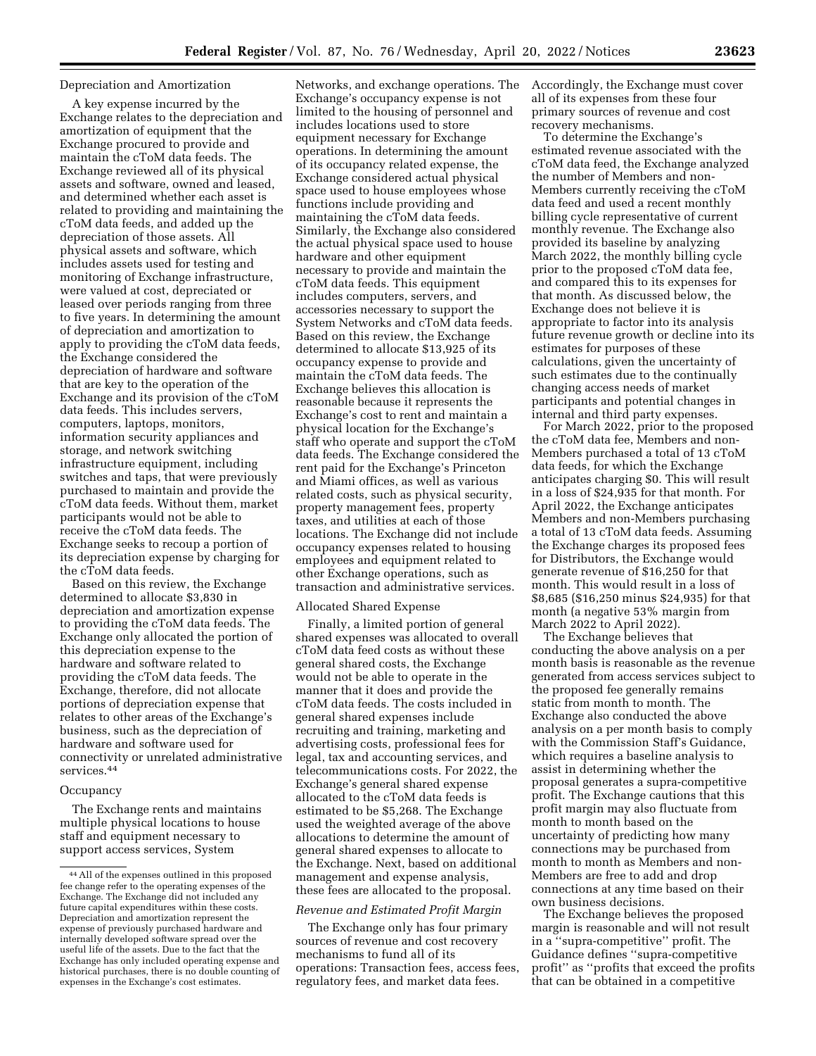Depreciation and Amortization

A key expense incurred by the Exchange relates to the depreciation and amortization of equipment that the Exchange procured to provide and maintain the cToM data feeds. The Exchange reviewed all of its physical assets and software, owned and leased, and determined whether each asset is related to providing and maintaining the cToM data feeds, and added up the depreciation of those assets. All physical assets and software, which includes assets used for testing and monitoring of Exchange infrastructure, were valued at cost, depreciated or leased over periods ranging from three to five years. In determining the amount of depreciation and amortization to apply to providing the cToM data feeds, the Exchange considered the depreciation of hardware and software that are key to the operation of the Exchange and its provision of the cToM data feeds. This includes servers, computers, laptops, monitors, information security appliances and storage, and network switching infrastructure equipment, including switches and taps, that were previously purchased to maintain and provide the cToM data feeds. Without them, market participants would not be able to receive the cToM data feeds. The Exchange seeks to recoup a portion of its depreciation expense by charging for the cToM data feeds.

Based on this review, the Exchange determined to allocate $3,830 in depreciation and amortization expense to providing the cToM data feeds. The Exchange only allocated the portion of this depreciation expense to the hardware and software related to providing the cToM data feeds. The Exchange, therefore, did not allocate portions of depreciation expense that relates to other areas of the Exchange's business, such as the depreciation of hardware and software used for connectivity or unrelated administrative services.[44]

Occupancy

The Exchange rents and maintains multiple physical locations to house staff and equipment necessary to support access services, System Networks, and exchange operations. The Exchange's occupancy expense is not limited to the housing of personnel and includes locations used to store equipment necessary for Exchange operations. In determining the amount of its occupancy related expense, the Exchange considered actual physical space used to house employees whose functions include providing and maintaining the cToM data feeds. Similarly, the Exchange also considered the actual physical space used to house hardware and other equipment necessary to provide and maintain the cToM data feeds. This equipment includes computers, servers, and accessories necessary to support the System Networks and cToM data feeds. Based on this review, the Exchange determined to allocate $13,925 of its occupancy expense to provide and maintain the cToM data feeds. The Exchange believes this allocation is reasonable because it represents the Exchange's cost to rent and maintain a physical location for the Exchange's staff who operate and support the cToM data feeds. The Exchange considered the rent paid for the Exchange's Princeton and Miami offices, as well as various related costs, such as physical security, property management fees, property taxes, and utilities at each of those locations. The Exchange did not include occupancy expenses related to housing employees and equipment related to other Exchange operations, such as transaction and administrative services.

Allocated Shared Expense

Finally, a limited portion of general shared expenses was allocated to overall cToM data feed costs as without these general shared costs, the Exchange would not be able to operate in the manner that it does and provide the cToM data feeds. The costs included in general shared expenses include recruiting and training, marketing and advertising costs, professional fees for legal, tax and accounting services, and telecommunications costs. For 2022, the Exchange's general shared expense allocated to the cToM data feeds is estimated to be $5,268. The Exchange used the weighted average of the above allocations to determine the amount of general shared expenses to allocate to the Exchange. Next, based on additional management and expense analysis, these fees are allocated to the proposal.

*Revenue and Estimated Profit Margin*

The Exchange only has four primary sources of revenue and cost recovery mechanisms to fund all of its operations: Transaction fees, access fees, regulatory fees, and market data fees. Accordingly, the Exchange must cover all of its expenses from these four primary sources of revenue and cost recovery mechanisms.

To determine the Exchange's estimated revenue associated with the cToM data feed, the Exchange analyzed the number of Members and non-Members currently receiving the cToM data feed and used a recent monthly billing cycle representative of current monthly revenue. The Exchange also provided its baseline by analyzing March 2022, the monthly billing cycle prior to the proposed cToM data fee, and compared this to its expenses for that month. As discussed below, the Exchange does not believe it is appropriate to factor into its analysis future revenue growth or decline into its estimates for purposes of these calculations, given the uncertainty of such estimates due to the continually changing access needs of market participants and potential changes in internal and third party expenses.

For March 2022, prior to the proposed the cToM data fee, Members and non-Members purchased a total of 13 cToM data feeds, for which the Exchange anticipates charging $0. This will result in a loss of $24,935 for that month. For April 2022, the Exchange anticipates Members and non-Members purchasing a total of 13 cToM data feeds. Assuming the Exchange charges its proposed fees for Distributors, the Exchange would generate revenue of $16,250 for that month. This would result in a loss of $8,685 ($16,250 minus $24,935) for that month (a negative 53% margin from March 2022 to April 2022).

The Exchange believes that conducting the above analysis on a per month basis is reasonable as the revenue generated from access services subject to the proposed fee generally remains static from month to month. The Exchange also conducted the above analysis on a per month basis to comply with the Commission Staff's Guidance, which requires a baseline analysis to assist in determining whether the proposal generates a supra-competitive profit. The Exchange cautions that this profit margin may also fluctuate from month to month based on the uncertainty of predicting how many connections may be purchased from month to month as Members and non-Members are free to add and drop connections at any time based on their own business decisions.

The Exchange believes the proposed margin is reasonable and will not result in a "supra-competitive" profit. The Guidance defines "supra-competitive profit" as "profits that exceed the profits that can be obtained in a competitive

[44] All of the expenses outlined in this proposed fee change refer to the operating expenses of the Exchange. The Exchange did not included any future capital expenditures within these costs. Depreciation and amortization represent the expense of previously purchased hardware and internally developed software spread over the useful life of the assets. Due to the fact that the Exchange has only included operating expense and historical purchases, there is no double counting of expenses in the Exchange's cost estimates.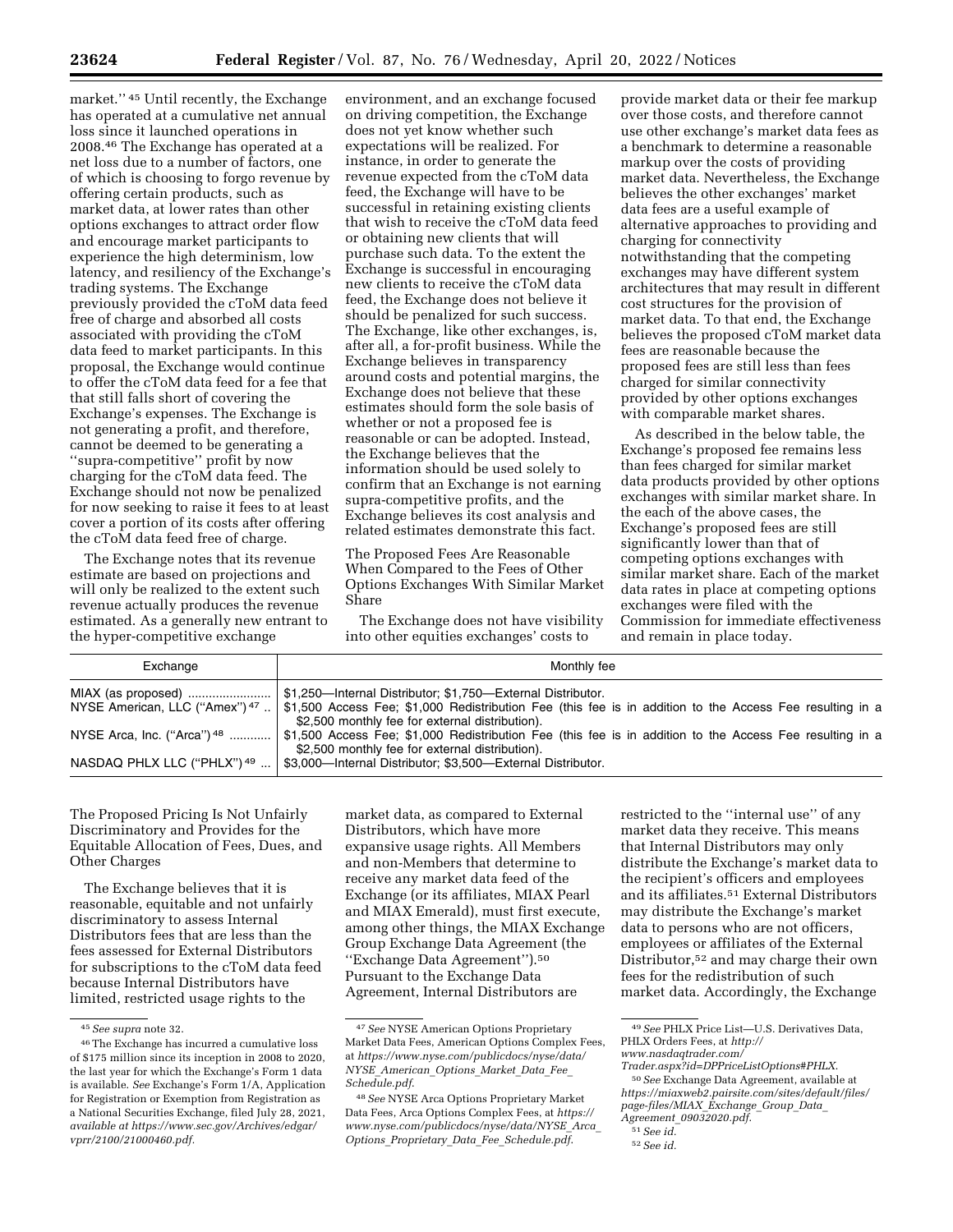market.''[45] Until recently, the Exchange has operated at a cumulative net annual loss since it launched operations in 2008.[46] The Exchange has operated at a net loss due to a number of factors, one of which is choosing to forgo revenue by offering certain products, such as market data, at lower rates than other options exchanges to attract order flow and encourage market participants to experience the high determinism, low latency, and resiliency of the Exchange's trading systems. The Exchange previously provided the cToM data feed free of charge and absorbed all costs associated with providing the cToM data feed to market participants. In this proposal, the Exchange would continue to offer the cToM data feed for a fee that that still falls short of covering the Exchange's expenses. The Exchange is not generating a profit, and therefore, cannot be deemed to be generating a ''supra-competitive'' profit by now charging for the cToM data feed. The Exchange should not now be penalized for now seeking to raise it fees to at least cover a portion of its costs after offering the cToM data feed free of charge.

The Exchange notes that its revenue estimate are based on projections and will only be realized to the extent such revenue actually produces the revenue estimated. As a generally new entrant to the hyper-competitive exchange environment, and an exchange focused on driving competition, the Exchange does not yet know whether such expectations will be realized. For instance, in order to generate the revenue expected from the cToM data feed, the Exchange will have to be successful in retaining existing clients that wish to receive the cToM data feed or obtaining new clients that will purchase such data. To the extent the Exchange is successful in encouraging new clients to receive the cToM data feed, the Exchange does not believe it should be penalized for such success. The Exchange, like other exchanges, is, after all, a for-profit business. While the Exchange believes in transparency around costs and potential margins, the Exchange does not believe that these estimates should form the sole basis of whether or not a proposed fee is reasonable or can be adopted. Instead, the Exchange believes that the information should be used solely to confirm that an Exchange is not earning supra-competitive profits, and the Exchange believes its cost analysis and related estimates demonstrate this fact.

The Proposed Fees Are Reasonable When Compared to the Fees of Other Options Exchanges With Similar Market Share

The Exchange does not have visibility into other equities exchanges' costs to provide market data or their fee markup over those costs, and therefore cannot use other exchange's market data fees as a benchmark to determine a reasonable markup over the costs of providing market data. Nevertheless, the Exchange believes the other exchanges' market data fees are a useful example of alternative approaches to providing and charging for connectivity notwithstanding that the competing exchanges may have different system architectures that may result in different cost structures for the provision of market data. To that end, the Exchange believes the proposed cToM market data fees are reasonable because the proposed fees are still less than fees charged for similar connectivity provided by other options exchanges with comparable market shares.

As described in the below table, the Exchange's proposed fee remains less than fees charged for similar market data products provided by other options exchanges with similar market share. In the each of the above cases, the Exchange's proposed fees are still significantly lower than that of competing options exchanges with similar market share. Each of the market data rates in place at competing options exchanges were filed with the Commission for immediate effectiveness and remain in place today.

| Exchange | Monthly fee |
| --- | --- |
| MIAX (as proposed) | $1,250—Internal Distributor; $1,750—External Distributor. |
| NYSE American, LLC (''Amex'')[47] | $1,500 Access Fee; $1,000 Redistribution Fee (this fee is in addition to the Access Fee resulting in a $2,500 monthly fee for external distribution). |
| NYSE Arca, Inc. (''Arca'')[48] | $1,500 Access Fee; $1,000 Redistribution Fee (this fee is in addition to the Access Fee resulting in a $2,500 monthly fee for external distribution). |
| NASDAQ PHLX LLC (''PHLX'')[49] | $3,000—Internal Distributor; $3,500—External Distributor. |

The Proposed Pricing Is Not Unfairly Discriminatory and Provides for the Equitable Allocation of Fees, Dues, and Other Charges

The Exchange believes that it is reasonable, equitable and not unfairly discriminatory to assess Internal Distributors fees that are less than the fees assessed for External Distributors for subscriptions to the cToM data feed because Internal Distributors have limited, restricted usage rights to the market data, as compared to External Distributors, which have more expansive usage rights. All Members and non-Members that determine to receive any market data feed of the Exchange (or its affiliates, MIAX Pearl and MIAX Emerald), must first execute, among other things, the MIAX Exchange Group Exchange Data Agreement (the ''Exchange Data Agreement'').[50] Pursuant to the Exchange Data Agreement, Internal Distributors are restricted to the ''internal use'' of any market data they receive. This means that Internal Distributors may only distribute the Exchange's market data to the recipient's officers and employees and its affiliates.[51] External Distributors may distribute the Exchange's market data to persons who are not officers, employees or affiliates of the External Distributor,[52] and may charge their own fees for the redistribution of such market data. Accordingly, the Exchange

[45] *See supra* note 32.

[46] The Exchange has incurred a cumulative loss of $175 million since its inception in 2008 to 2020, the last year for which the Exchange's Form 1 data is available. *See* Exchange's Form 1/A, Application for Registration or Exemption from Registration as a National Securities Exchange, filed July 28, 2021, *available at https://www.sec.gov/Archives/edgar/vprr/2100/21000460.pdf.*

[47] *See* NYSE American Options Proprietary Market Data Fees, American Options Complex Fees, at *https://www.nyse.com/publicdocs/nyse/data/NYSE_American_Options_Market_Data_Fee_Schedule.pdf.*

[48] *See* NYSE Arca Options Proprietary Market Data Fees, Arca Options Complex Fees, at *https://www.nyse.com/publicdocs/nyse/data/NYSE_Arca_Options_Proprietary_Data_Fee_Schedule.pdf.*

[49] *See* PHLX Price List—U.S. Derivatives Data, PHLX Orders Fees, at *http://www.nasdaqtrader.com/Trader.aspx?id=DPPriceListOptions#PHLX.*

[50] *See* Exchange Data Agreement, available at *https://miaxweb2.pairsite.com/sites/default/files/page-files/MIAX_Exchange_Group_Data_Agreement_09032020.pdf.*

[51] *See id.*

[52] *See id.*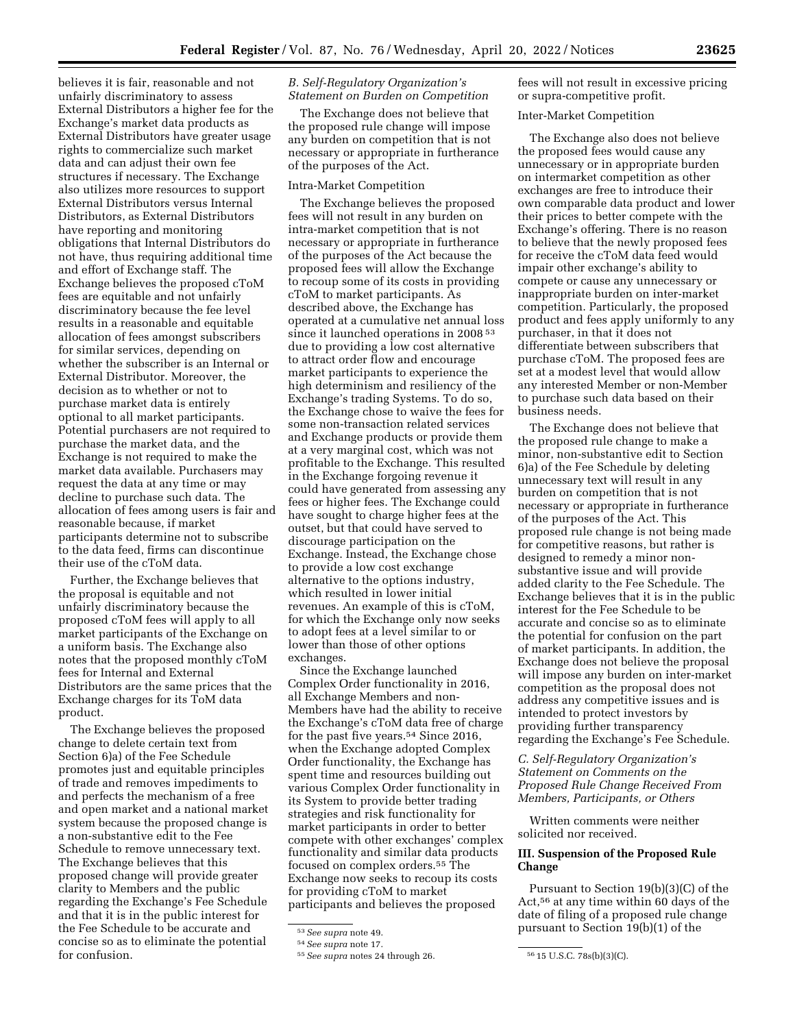believes it is fair, reasonable and not unfairly discriminatory to assess External Distributors a higher fee for the Exchange's market data products as External Distributors have greater usage rights to commercialize such market data and can adjust their own fee structures if necessary. The Exchange also utilizes more resources to support External Distributors versus Internal Distributors, as External Distributors have reporting and monitoring obligations that Internal Distributors do not have, thus requiring additional time and effort of Exchange staff. The Exchange believes the proposed cToM fees are equitable and not unfairly discriminatory because the fee level results in a reasonable and equitable allocation of fees amongst subscribers for similar services, depending on whether the subscriber is an Internal or External Distributor. Moreover, the decision as to whether or not to purchase market data is entirely optional to all market participants. Potential purchasers are not required to purchase the market data, and the Exchange is not required to make the market data available. Purchasers may request the data at any time or may decline to purchase such data. The allocation of fees among users is fair and reasonable because, if market participants determine not to subscribe to the data feed, firms can discontinue their use of the cToM data.

Further, the Exchange believes that the proposal is equitable and not unfairly discriminatory because the proposed cToM fees will apply to all market participants of the Exchange on a uniform basis. The Exchange also notes that the proposed monthly cToM fees for Internal and External Distributors are the same prices that the Exchange charges for its ToM data product.

The Exchange believes the proposed change to delete certain text from Section 6)a) of the Fee Schedule promotes just and equitable principles of trade and removes impediments to and perfects the mechanism of a free and open market and a national market system because the proposed change is a non-substantive edit to the Fee Schedule to remove unnecessary text. The Exchange believes that this proposed change will provide greater clarity to Members and the public regarding the Exchange's Fee Schedule and that it is in the public interest for the Fee Schedule to be accurate and concise so as to eliminate the potential for confusion.

### *B. Self-Regulatory Organization's Statement on Burden on Competition*

The Exchange does not believe that the proposed rule change will impose any burden on competition that is not necessary or appropriate in furtherance of the purposes of the Act.

Intra-Market Competition

The Exchange believes the proposed fees will not result in any burden on intra-market competition that is not necessary or appropriate in furtherance of the purposes of the Act because the proposed fees will allow the Exchange to recoup some of its costs in providing cToM to market participants. As described above, the Exchange has operated at a cumulative net annual loss since it launched operations in 2008 [53] due to providing a low cost alternative to attract order flow and encourage market participants to experience the high determinism and resiliency of the Exchange's trading Systems. To do so, the Exchange chose to waive the fees for some non-transaction related services and Exchange products or provide them at a very marginal cost, which was not profitable to the Exchange. This resulted in the Exchange forgoing revenue it could have generated from assessing any fees or higher fees. The Exchange could have sought to charge higher fees at the outset, but that could have served to discourage participation on the Exchange. Instead, the Exchange chose to provide a low cost exchange alternative to the options industry, which resulted in lower initial revenues. An example of this is cToM, for which the Exchange only now seeks to adopt fees at a level similar to or lower than those of other options exchanges.

Since the Exchange launched Complex Order functionality in 2016, all Exchange Members and non-Members have had the ability to receive the Exchange's cToM data free of charge for the past five years.[54] Since 2016, when the Exchange adopted Complex Order functionality, the Exchange has spent time and resources building out various Complex Order functionality in its System to provide better trading strategies and risk functionality for market participants in order to better compete with other exchanges' complex functionality and similar data products focused on complex orders.[55] The Exchange now seeks to recoup its costs for providing cToM to market participants and believes the proposed fees will not result in excessive pricing or supra-competitive profit.

Inter-Market Competition

The Exchange also does not believe the proposed fees would cause any unnecessary or in appropriate burden on intermarket competition as other exchanges are free to introduce their own comparable data product and lower their prices to better compete with the Exchange's offering. There is no reason to believe that the newly proposed fees for receive the cToM data feed would impair other exchange's ability to compete or cause any unnecessary or inappropriate burden on inter-market competition. Particularly, the proposed product and fees apply uniformly to any purchaser, in that it does not differentiate between subscribers that purchase cToM. The proposed fees are set at a modest level that would allow any interested Member or non-Member to purchase such data based on their business needs.

The Exchange does not believe that the proposed rule change to make a minor, non-substantive edit to Section 6)a) of the Fee Schedule by deleting unnecessary text will result in any burden on competition that is not necessary or appropriate in furtherance of the purposes of the Act. This proposed rule change is not being made for competitive reasons, but rather is designed to remedy a minor non-substantive issue and will provide added clarity to the Fee Schedule. The Exchange believes that it is in the public interest for the Fee Schedule to be accurate and concise so as to eliminate the potential for confusion on the part of market participants. In addition, the Exchange does not believe the proposal will impose any burden on inter-market competition as the proposal does not address any competitive issues and is intended to protect investors by providing further transparency regarding the Exchange's Fee Schedule.

### *C. Self-Regulatory Organization's Statement on Comments on the Proposed Rule Change Received From Members, Participants, or Others*

Written comments were neither solicited nor received.

## III. Suspension of the Proposed Rule Change

Pursuant to Section 19(b)(3)(C) of the Act,[56] at any time within 60 days of the date of filing of a proposed rule change pursuant to Section 19(b)(1) of the

---

[53] *See supra* note 49.

[54] *See supra* note 17.

[55] *See supra* notes 24 through 26.

[56] 15 U.S.C. 78s(b)(3)(C).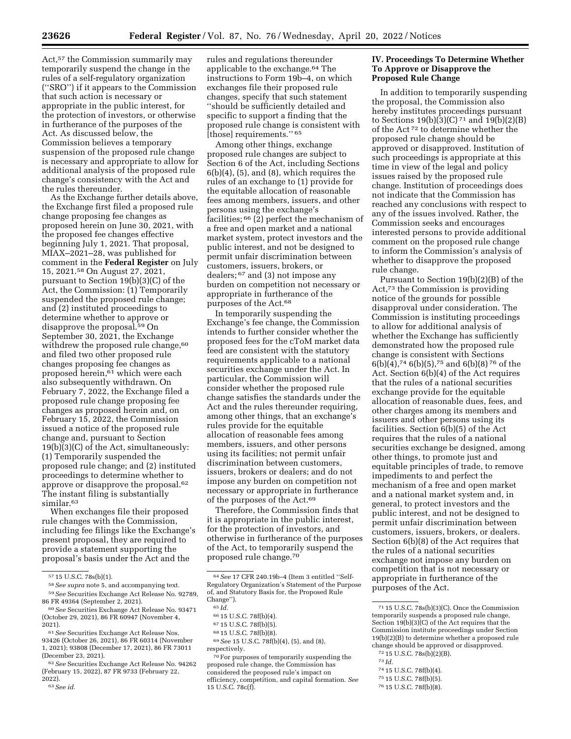Act,[57] the Commission summarily may temporarily suspend the change in the rules of a self-regulatory organization (''SRO'') if it appears to the Commission that such action is necessary or appropriate in the public interest, for the protection of investors, or otherwise in furtherance of the purposes of the Act. As discussed below, the Commission believes a temporary suspension of the proposed rule change is necessary and appropriate to allow for additional analysis of the proposed rule change's consistency with the Act and the rules thereunder.

As the Exchange further details above, the Exchange first filed a proposed rule change proposing fee changes as proposed herein on June 30, 2021, with the proposed fee changes effective beginning July 1, 2021. That proposal, MIAX–2021–28, was published for comment in the **Federal Register** on July 15, 2021.[58] On August 27, 2021, pursuant to Section 19(b)(3)(C) of the Act, the Commission: (1) Temporarily suspended the proposed rule change; and (2) instituted proceedings to determine whether to approve or disapprove the proposal.[59] On September 30, 2021, the Exchange withdrew the proposed rule change,[60] and filed two other proposed rule changes proposing fee changes as proposed herein,[61] which were each also subsequently withdrawn. On February 7, 2022, the Exchange filed a proposed rule change proposing fee changes as proposed herein and, on February 15, 2022, the Commission issued a notice of the proposed rule change and, pursuant to Section 19(b)(3)(C) of the Act, simultaneously: (1) Temporarily suspended the proposed rule change; and (2) instituted proceedings to determine whether to approve or disapprove the proposal.[62] The instant filing is substantially similar.[63]

When exchanges file their proposed rule changes with the Commission, including fee filings like the Exchange's present proposal, they are required to provide a statement supporting the proposal's basis under the Act and the rules and regulations thereunder applicable to the exchange.[64] The instructions to Form 19b–4, on which exchanges file their proposed rule changes, specify that such statement ''should be sufficiently detailed and specific to support a finding that the proposed rule change is consistent with [those] requirements.'' [65]

Among other things, exchange proposed rule changes are subject to Section 6 of the Act, including Sections 6(b)(4), (5), and (8), which requires the rules of an exchange to (1) provide for the equitable allocation of reasonable fees among members, issuers, and other persons using the exchange's facilities; [66] (2) perfect the mechanism of a free and open market and a national market system, protect investors and the public interest, and not be designed to permit unfair discrimination between customers, issuers, brokers, or dealers; [67] and (3) not impose any burden on competition not necessary or appropriate in furtherance of the purposes of the Act.[68]

In temporarily suspending the Exchange's fee change, the Commission intends to further consider whether the proposed fees for the cToM market data feed are consistent with the statutory requirements applicable to a national securities exchange under the Act. In particular, the Commission will consider whether the proposed rule change satisfies the standards under the Act and the rules thereunder requiring, among other things, that an exchange's rules provide for the equitable allocation of reasonable fees among members, issuers, and other persons using its facilities; not permit unfair discrimination between customers, issuers, brokers or dealers; and do not impose any burden on competition not necessary or appropriate in furtherance of the purposes of the Act.[69]

Therefore, the Commission finds that it is appropriate in the public interest, for the protection of investors, and otherwise in furtherance of the purposes of the Act, to temporarily suspend the proposed rule change.[70]

## IV. Proceedings To Determine Whether To Approve or Disapprove the Proposed Rule Change

In addition to temporarily suspending the proposal, the Commission also hereby institutes proceedings pursuant to Sections 19(b)(3)(C) [71] and 19(b)(2)(B) of the Act [72] to determine whether the proposed rule change should be approved or disapproved. Institution of such proceedings is appropriate at this time in view of the legal and policy issues raised by the proposed rule change. Institution of proceedings does not indicate that the Commission has reached any conclusions with respect to any of the issues involved. Rather, the Commission seeks and encourages interested persons to provide additional comment on the proposed rule change to inform the Commission's analysis of whether to disapprove the proposed rule change.

Pursuant to Section 19(b)(2)(B) of the Act,[73] the Commission is providing notice of the grounds for possible disapproval under consideration. The Commission is instituting proceedings to allow for additional analysis of whether the Exchange has sufficiently demonstrated how the proposed rule change is consistent with Sections 6(b)(4),[74] 6(b)(5),[75] and 6(b)(8) [76] of the Act. Section 6(b)(4) of the Act requires that the rules of a national securities exchange provide for the equitable allocation of reasonable dues, fees, and other charges among its members and issuers and other persons using its facilities. Section 6(b)(5) of the Act requires that the rules of a national securities exchange be designed, among other things, to promote just and equitable principles of trade, to remove impediments to and perfect the mechanism of a free and open market and a national market system and, in general, to protect investors and the public interest, and not be designed to permit unfair discrimination between customers, issuers, brokers, or dealers. Section 6(b)(8) of the Act requires that the rules of a national securities exchange not impose any burden on competition that is not necessary or appropriate in furtherance of the purposes of the Act.

---

[57] 15 U.S.C. 78s(b)(1).

[58] *See supra* note 5, and accompanying text.

[59] *See* Securities Exchange Act Release No. 92789, 86 FR 49364 (September 2, 2021).

[60] *See* Securities Exchange Act Release No. 93471 (October 29, 2021), 86 FR 60947 (November 4, 2021).

[61] *See* Securities Exchange Act Release Nos. 93426 (October 26, 2021), 86 FR 60314 (November 1, 2021); 93808 (December 17, 2021), 86 FR 73011 (December 23, 2021).

[62] *See* Securities Exchange Act Release No. 94262 (February 15, 2022), 87 FR 9733 (February 22, 2022).

[63] *See id.*

[64] *See* 17 CFR 240.19b–4 (Item 3 entitled ''Self-Regulatory Organization's Statement of the Purpose of, and Statutory Basis for, the Proposed Rule Change'').

[65] *Id.*

[66] 15 U.S.C. 78f(b)(4).

[67] 15 U.S.C. 78f(b)(5).

[68] 15 U.S.C. 78f(b)(8).

[69] *See* 15 U.S.C. 78f(b)(4), (5), and (8), respectively.

[70] For purposes of temporarily suspending the proposed rule change, the Commission has considered the proposed rule's impact on efficiency, competition, and capital formation. *See* 15 U.S.C. 78c(f).

[71] 15 U.S.C. 78s(b)(3)(C). Once the Commission temporarily suspends a proposed rule change, Section 19(b)(3)(C) of the Act requires that the Commission institute proceedings under Section 19(b)(2)(B) to determine whether a proposed rule change should be approved or disapproved.

[72] 15 U.S.C. 78s(b)(2)(B).

[73] *Id.*

[74] 15 U.S.C. 78f(b)(4).

[75] 15 U.S.C. 78f(b)(5).

[76] 15 U.S.C. 78f(b)(8).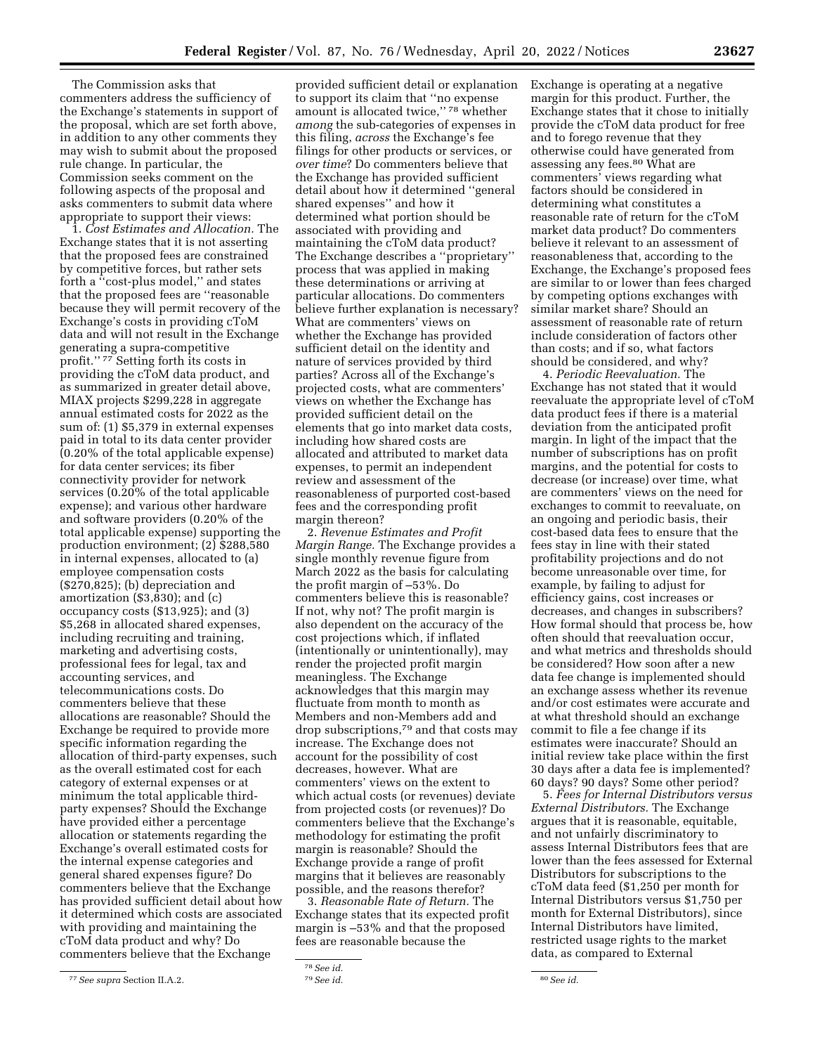The Commission asks that commenters address the sufficiency of the Exchange's statements in support of the proposal, which are set forth above, in addition to any other comments they may wish to submit about the proposed rule change. In particular, the Commission seeks comment on the following aspects of the proposal and asks commenters to submit data where appropriate to support their views:

1. *Cost Estimates and Allocation.* The Exchange states that it is not asserting that the proposed fees are constrained by competitive forces, but rather sets forth a "cost-plus model," and states that the proposed fees are "reasonable because they will permit recovery of the Exchange's costs in providing cToM data and will not result in the Exchange generating a supra-competitive profit." [77] Setting forth its costs in providing the cToM data product, and as summarized in greater detail above, MIAX projects $299,228 in aggregate annual estimated costs for 2022 as the sum of: (1) $5,379 in external expenses paid in total to its data center provider (0.20% of the total applicable expense) for data center services; its fiber connectivity provider for network services (0.20% of the total applicable expense); and various other hardware and software providers (0.20% of the total applicable expense) supporting the production environment; (2) $288,580 in internal expenses, allocated to (a) employee compensation costs ($270,825); (b) depreciation and amortization ($3,830); and (c) occupancy costs ($13,925); and (3) $5,268 in allocated shared expenses, including recruiting and training, marketing and advertising costs, professional fees for legal, tax and accounting services, and telecommunications costs. Do commenters believe that these allocations are reasonable? Should the Exchange be required to provide more specific information regarding the allocation of third-party expenses, such as the overall estimated cost for each category of external expenses or at minimum the total applicable third-party expenses? Should the Exchange have provided either a percentage allocation or statements regarding the Exchange's overall estimated costs for the internal expense categories and general shared expenses figure? Do commenters believe that the Exchange has provided sufficient detail about how it determined which costs are associated with providing and maintaining the cToM data product and why? Do commenters believe that the Exchange provided sufficient detail or explanation to support its claim that "no expense amount is allocated twice," [78] whether *among* the sub-categories of expenses in this filing, *across* the Exchange's fee filings for other products or services, or *over time*? Do commenters believe that the Exchange has provided sufficient detail about how it determined "general shared expenses" and how it determined what portion should be associated with providing and maintaining the cToM data product? The Exchange describes a "proprietary" process that was applied in making these determinations or arriving at particular allocations. Do commenters believe further explanation is necessary? What are commenters' views on whether the Exchange has provided sufficient detail on the identity and nature of services provided by third parties? Across all of the Exchange's projected costs, what are commenters' views on whether the Exchange has provided sufficient detail on the elements that go into market data costs, including how shared costs are allocated and attributed to market data expenses, to permit an independent review and assessment of the reasonableness of purported cost-based fees and the corresponding profit margin thereon?

2. *Revenue Estimates and Profit Margin Range.* The Exchange provides a single monthly revenue figure from March 2022 as the basis for calculating the profit margin of –53%. Do commenters believe this is reasonable? If not, why not? The profit margin is also dependent on the accuracy of the cost projections which, if inflated (intentionally or unintentionally), may render the projected profit margin meaningless. The Exchange acknowledges that this margin may fluctuate from month to month as Members and non-Members add and drop subscriptions,[79] and that costs may increase. The Exchange does not account for the possibility of cost decreases, however. What are commenters' views on the extent to which actual costs (or revenues) deviate from projected costs (or revenues)? Do commenters believe that the Exchange's methodology for estimating the profit margin is reasonable? Should the Exchange provide a range of profit margins that it believes are reasonably possible, and the reasons therefor?

3. *Reasonable Rate of Return.* The Exchange states that its expected profit margin is –53% and that the proposed fees are reasonable because the Exchange is operating at a negative margin for this product. Further, the Exchange states that it chose to initially provide the cToM data product for free and to forego revenue that they otherwise could have generated from assessing any fees.[80] What are commenters' views regarding what factors should be considered in determining what constitutes a reasonable rate of return for the cToM market data product? Do commenters believe it relevant to an assessment of reasonableness that, according to the Exchange, the Exchange's proposed fees are similar to or lower than fees charged by competing options exchanges with similar market share? Should an assessment of reasonable rate of return include consideration of factors other than costs; and if so, what factors should be considered, and why?

4. *Periodic Reevaluation.* The Exchange has not stated that it would reevaluate the appropriate level of cToM data product fees if there is a material deviation from the anticipated profit margin. In light of the impact that the number of subscriptions has on profit margins, and the potential for costs to decrease (or increase) over time, what are commenters' views on the need for exchanges to commit to reevaluate, on an ongoing and periodic basis, their cost-based data fees to ensure that the fees stay in line with their stated profitability projections and do not become unreasonable over time, for example, by failing to adjust for efficiency gains, cost increases or decreases, and changes in subscribers? How formal should that process be, how often should that reevaluation occur, and what metrics and thresholds should be considered? How soon after a new data fee change is implemented should an exchange assess whether its revenue and/or cost estimates were accurate and at what threshold should an exchange commit to file a fee change if its estimates were inaccurate? Should an initial review take place within the first 30 days after a data fee is implemented? 60 days? 90 days? Some other period?

5. *Fees for Internal Distributors versus External Distributors.* The Exchange argues that it is reasonable, equitable, and not unfairly discriminatory to assess Internal Distributors fees that are lower than the fees assessed for External Distributors for subscriptions to the cToM data feed ($1,250 per month for Internal Distributors versus $1,750 per month for External Distributors), since Internal Distributors have limited, restricted usage rights to the market data, as compared to External

---

[77] *See supra* Section II.A.2.

[78] *See id.*

[79] *See id.*

[80] *See id.*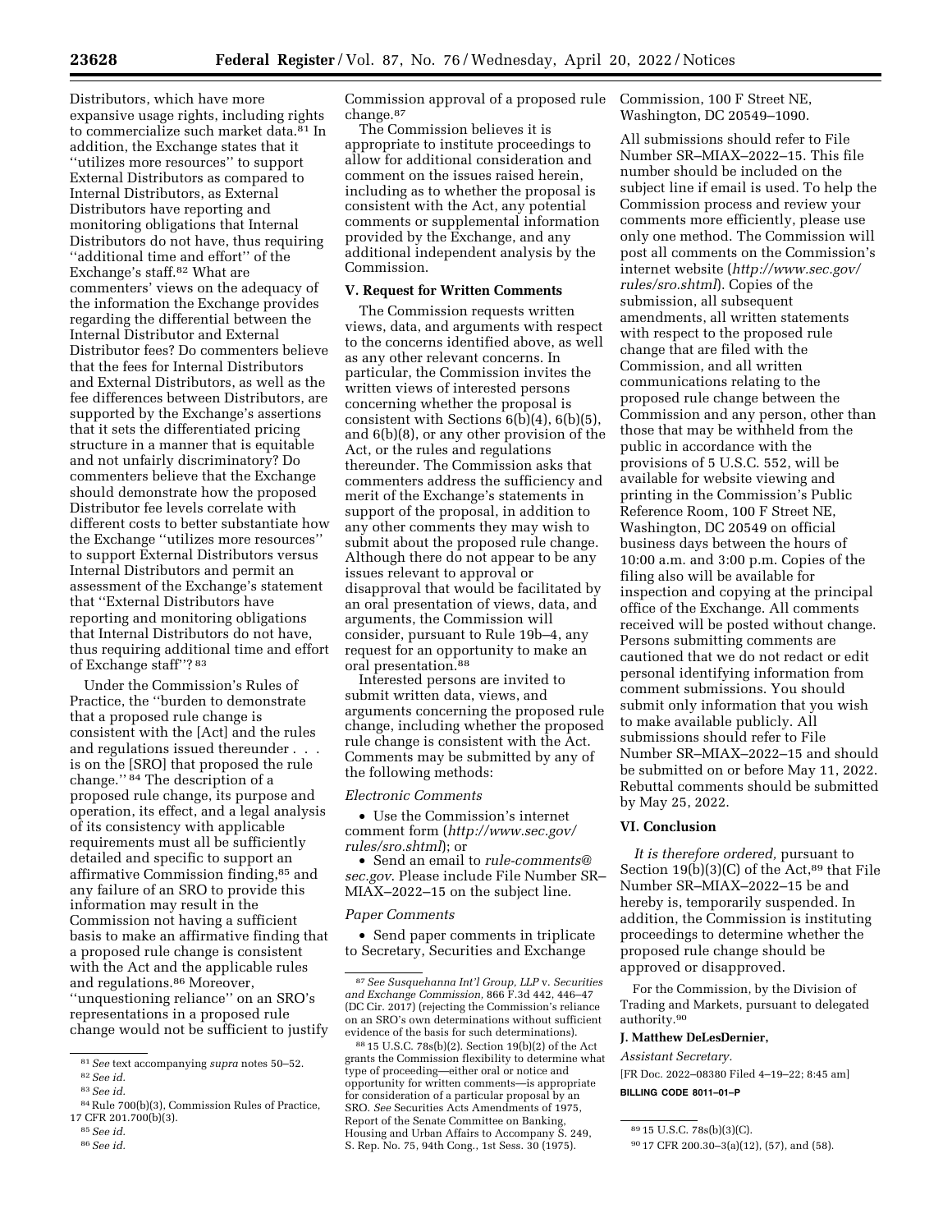Distributors, which have more expansive usage rights, including rights to commercialize such market data.[81] In addition, the Exchange states that it "utilizes more resources" to support External Distributors as compared to Internal Distributors, as External Distributors have reporting and monitoring obligations that Internal Distributors do not have, thus requiring "additional time and effort" of the Exchange's staff.[82] What are commenters' views on the adequacy of the information the Exchange provides regarding the differential between the Internal Distributor and External Distributor fees? Do commenters believe that the fees for Internal Distributors and External Distributors, as well as the fee differences between Distributors, are supported by the Exchange's assertions that it sets the differentiated pricing structure in a manner that is equitable and not unfairly discriminatory? Do commenters believe that the Exchange should demonstrate how the proposed Distributor fee levels correlate with different costs to better substantiate how the Exchange "utilizes more resources" to support External Distributors versus Internal Distributors and permit an assessment of the Exchange's statement that "External Distributors have reporting and monitoring obligations that Internal Distributors do not have, thus requiring additional time and effort of Exchange staff"? [83]

Under the Commission's Rules of Practice, the "burden to demonstrate that a proposed rule change is consistent with the [Act] and the rules and regulations issued thereunder . . . is on the [SRO] that proposed the rule change." [84] The description of a proposed rule change, its purpose and operation, its effect, and a legal analysis of its consistency with applicable requirements must all be sufficiently detailed and specific to support an affirmative Commission finding,[85] and any failure of an SRO to provide this information may result in the Commission not having a sufficient basis to make an affirmative finding that a proposed rule change is consistent with the Act and the applicable rules and regulations.[86] Moreover, "unquestioning reliance" on an SRO's representations in a proposed rule change would not be sufficient to justify Commission approval of a proposed rule change.[87]

The Commission believes it is appropriate to institute proceedings to allow for additional consideration and comment on the issues raised herein, including as to whether the proposal is consistent with the Act, any potential comments or supplemental information provided by the Exchange, and any additional independent analysis by the Commission.

## V. Request for Written Comments

The Commission requests written views, data, and arguments with respect to the concerns identified above, as well as any other relevant concerns. In particular, the Commission invites the written views of interested persons concerning whether the proposal is consistent with Sections 6(b)(4), 6(b)(5), and 6(b)(8), or any other provision of the Act, or the rules and regulations thereunder. The Commission asks that commenters address the sufficiency and merit of the Exchange's statements in support of the proposal, in addition to any other comments they may wish to submit about the proposed rule change. Although there do not appear to be any issues relevant to approval or disapproval that would be facilitated by an oral presentation of views, data, and arguments, the Commission will consider, pursuant to Rule 19b–4, any request for an opportunity to make an oral presentation.[88]

Interested persons are invited to submit written data, views, and arguments concerning the proposed rule change, including whether the proposed rule change is consistent with the Act. Comments may be submitted by any of the following methods:

*Electronic Comments*

- Use the Commission's internet comment form (*http://www.sec.gov/rules/sro.shtml*); or
- Send an email to *rule-comments@sec.gov*. Please include File Number SR–MIAX–2022–15 on the subject line.

*Paper Comments*

- Send paper comments in triplicate to Secretary, Securities and Exchange Commission, 100 F Street NE, Washington, DC 20549–1090.

All submissions should refer to File Number SR–MIAX–2022–15. This file number should be included on the subject line if email is used. To help the Commission process and review your comments more efficiently, please use only one method. The Commission will post all comments on the Commission's internet website (*http://www.sec.gov/rules/sro.shtml*). Copies of the submission, all subsequent amendments, all written statements with respect to the proposed rule change that are filed with the Commission, and all written communications relating to the proposed rule change between the Commission and any person, other than those that may be withheld from the public in accordance with the provisions of 5 U.S.C. 552, will be available for website viewing and printing in the Commission's Public Reference Room, 100 F Street NE, Washington, DC 20549 on official business days between the hours of 10:00 a.m. and 3:00 p.m. Copies of the filing also will be available for inspection and copying at the principal office of the Exchange. All comments received will be posted without change. Persons submitting comments are cautioned that we do not redact or edit personal identifying information from comment submissions. You should submit only information that you wish to make available publicly. All submissions should refer to File Number SR–MIAX–2022–15 and should be submitted on or before May 11, 2022. Rebuttal comments should be submitted by May 25, 2022.

## VI. Conclusion

*It is therefore ordered,* pursuant to Section 19(b)(3)(C) of the Act,[89] that File Number SR–MIAX–2022–15 be and hereby is, temporarily suspended. In addition, the Commission is instituting proceedings to determine whether the proposed rule change should be approved or disapproved.

For the Commission, by the Division of Trading and Markets, pursuant to delegated authority.[90]

**J. Matthew DeLesDernier,**

*Assistant Secretary.*

[FR Doc. 2022–08380 Filed 4–19–22; 8:45 am]

**BILLING CODE 8011–01–P**

---

[81] *See* text accompanying *supra* notes 50–52.

[82] *See id.*

[83] *See id.*

[84] Rule 700(b)(3), Commission Rules of Practice, 17 CFR 201.700(b)(3).

[85] *See id.*

[86] *See id.*

[87] *See Susquehanna Int'l Group, LLP* v. *Securities and Exchange Commission,* 866 F.3d 442, 446–47 (DC Cir. 2017) (rejecting the Commission's reliance on an SRO's own determinations without sufficient evidence of the basis for such determinations).

[88] 15 U.S.C. 78s(b)(2). Section 19(b)(2) of the Act grants the Commission flexibility to determine what type of proceeding—either oral or notice and opportunity for written comments—is appropriate for consideration of a particular proposal by an SRO. *See* Securities Acts Amendments of 1975, Report of the Senate Committee on Banking, Housing and Urban Affairs to Accompany S. 249, S. Rep. No. 75, 94th Cong., 1st Sess. 30 (1975).

[89] 15 U.S.C. 78s(b)(3)(C).

[90] 17 CFR 200.30–3(a)(12), (57), and (58).